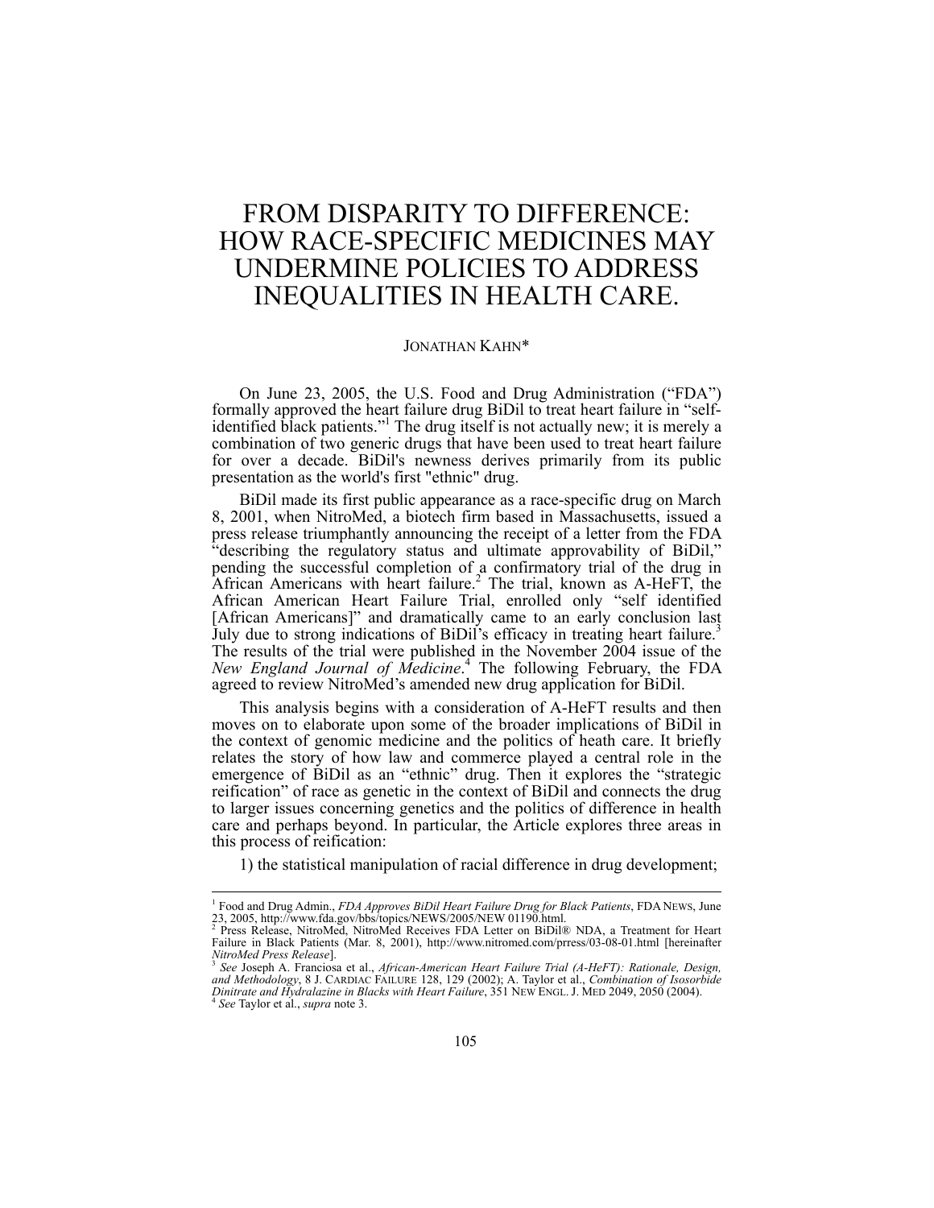# FROM DISPARITY TO DIFFERENCE: HOW RACE-SPECIFIC MEDICINES MAY UNDERMINE POLICIES TO ADDRESS INEQUALITIES IN HEALTH CARE.

JONATHAN KAHN*

On June 23, 2005, the U.S. Food and Drug Administration ("FDA") formally approved the heart failure drug BiDil to treat heart failure in "self-identified black patients."[1] The drug itself is not actually new; it is merely a combination of two generic drugs that have been used to treat heart failure for over a decade. BiDil's newness derives primarily from its public presentation as the world's first "ethnic" drug.

BiDil made its first public appearance as a race-specific drug on March 8, 2001, when NitroMed, a biotech firm based in Massachusetts, issued a press release triumphantly announcing the receipt of a letter from the FDA "describing the regulatory status and ultimate approvability of BiDil," pending the successful completion of a confirmatory trial of the drug in African Americans with heart failure.[2] The trial, known as A-HeFT, the African American Heart Failure Trial, enrolled only "self identified [African Americans]" and dramatically came to an early conclusion last July due to strong indications of BiDil's efficacy in treating heart failure.[3] The results of the trial were published in the November 2004 issue of the *New England Journal of Medicine*.[4] The following February, the FDA agreed to review NitroMed's amended new drug application for BiDil.

This analysis begins with a consideration of A-HeFT results and then moves on to elaborate upon some of the broader implications of BiDil in the context of genomic medicine and the politics of heath care. It briefly relates the story of how law and commerce played a central role in the emergence of BiDil as an "ethnic" drug. Then it explores the "strategic reification" of race as genetic in the context of BiDil and connects the drug to larger issues concerning genetics and the politics of difference in health care and perhaps beyond. In particular, the Article explores three areas in this process of reification:

1) the statistical manipulation of racial difference in drug development;

---

[1] Food and Drug Admin., *FDA Approves BiDil Heart Failure Drug for Black Patients*, FDA NEWS, June 23, 2005, http://www.fda.gov/bbs/topics/NEWS/2005/NEW 01190.html.

[2] Press Release, NitroMed, NitroMed Receives FDA Letter on BiDil® NDA, a Treatment for Heart Failure in Black Patients (Mar. 8, 2001), http://www.nitromed.com/prress/03-08-01.html [hereinafter *NitroMed Press Release*].

[3] *See* Joseph A. Franciosa et al., *African-American Heart Failure Trial (A-HeFT): Rationale, Design, and Methodology*, 8 J. CARDIAC FAILURE 128, 129 (2002); A. Taylor et al., *Combination of Isosorbide Dinitrate and Hydralazine in Blacks with Heart Failure*, 351 NEW ENGL. J. MED 2049, 2050 (2004).

[4] *See* Taylor et al., *supra* note 3.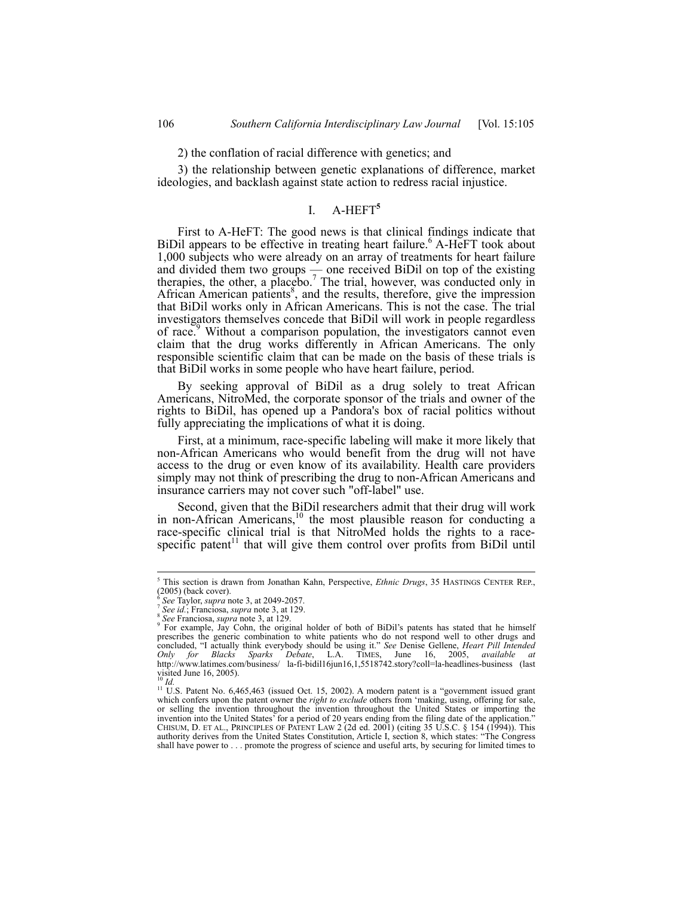2) the conflation of racial difference with genetics; and

3) the relationship between genetic explanations of difference, market ideologies, and backlash against state action to redress racial injustice.

## I. A-HEFT[5]

First to A-HeFT: The good news is that clinical findings indicate that BiDil appears to be effective in treating heart failure.[6] A-HeFT took about 1,000 subjects who were already on an array of treatments for heart failure and divided them two groups — one received BiDil on top of the existing therapies, the other, a placebo.[7] The trial, however, was conducted only in African American patients[8], and the results, therefore, give the impression that BiDil works only in African Americans. This is not the case. The trial investigators themselves concede that BiDil will work in people regardless of race.[9] Without a comparison population, the investigators cannot even claim that the drug works differently in African Americans. The only responsible scientific claim that can be made on the basis of these trials is that BiDil works in some people who have heart failure, period.

By seeking approval of BiDil as a drug solely to treat African Americans, NitroMed, the corporate sponsor of the trials and owner of the rights to BiDil, has opened up a Pandora's box of racial politics without fully appreciating the implications of what it is doing.

First, at a minimum, race-specific labeling will make it more likely that non-African Americans who would benefit from the drug will not have access to the drug or even know of its availability. Health care providers simply may not think of prescribing the drug to non-African Americans and insurance carriers may not cover such "off-label" use.

Second, given that the BiDil researchers admit that their drug will work in non-African Americans,[10] the most plausible reason for conducting a race-specific clinical trial is that NitroMed holds the rights to a race-specific patent[11] that will give them control over profits from BiDil until

---

[5] This section is drawn from Jonathan Kahn, Perspective, *Ethnic Drugs*, 35 HASTINGS CENTER REP., (2005) (back cover).

[6] *See* Taylor, *supra* note 3, at 2049-2057.

[7] *See id.*; Franciosa, *supra* note 3, at 129.

[8] *See* Franciosa, *supra* note 3, at 129.

[9] For example, Jay Cohn, the original holder of both of BiDil's patents has stated that he himself prescribes the generic combination to white patients who do not respond well to other drugs and concluded, "I actually think everybody should be using it." *See* Denise Gellene, *Heart Pill Intended Only for Blacks Sparks Debate*, L.A. TIMES, June 16, 2005, *available at* http://www.latimes.com/business/ la-fi-bidil16jun16,1,5518742.story?coll=la-headlines-business (last visited June 16, 2005).

[10] *Id.*

[11] U.S. Patent No. 6,465,463 (issued Oct. 15, 2002). A modern patent is a "government issued grant which confers upon the patent owner the *right to exclude* others from 'making, using, offering for sale, or selling the invention throughout the invention throughout the United States or importing the invention into the United States' for a period of 20 years ending from the filing date of the application." CHISUM, D. ET AL., PRINCIPLES OF PATENT LAW 2 (2d ed. 2001) (citing 35 U.S.C. § 154 (1994)). This authority derives from the United States Constitution, Article I, section 8, which states: "The Congress shall have power to . . . promote the progress of science and useful arts, by securing for limited times to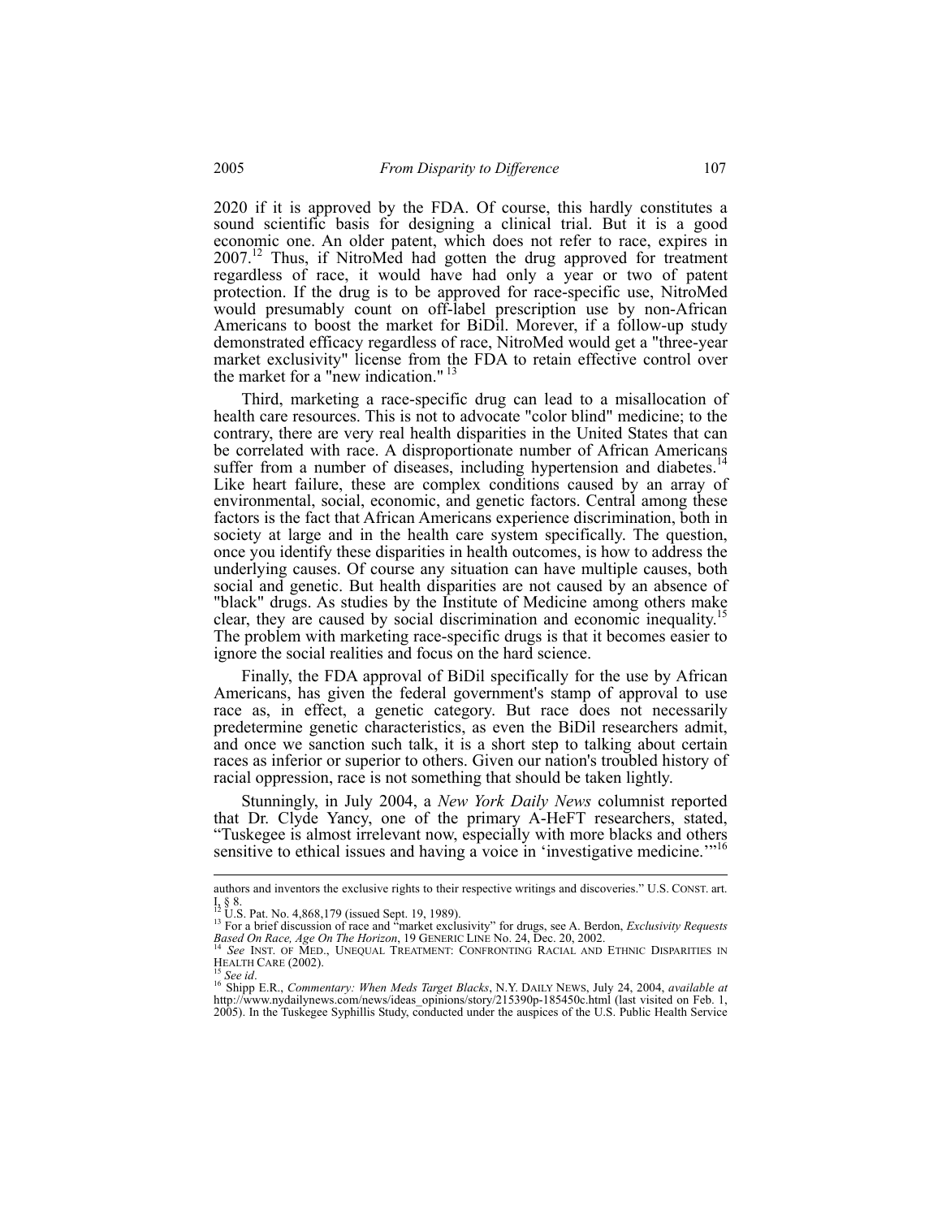2020 if it is approved by the FDA. Of course, this hardly constitutes a sound scientific basis for designing a clinical trial. But it is a good economic one. An older patent, which does not refer to race, expires in 2007.[12] Thus, if NitroMed had gotten the drug approved for treatment regardless of race, it would have had only a year or two of patent protection. If the drug is to be approved for race-specific use, NitroMed would presumably count on off-label prescription use by non-African Americans to boost the market for BiDil. Morever, if a follow-up study demonstrated efficacy regardless of race, NitroMed would get a "three-year market exclusivity" license from the FDA to retain effective control over the market for a "new indication."[13]

Third, marketing a race-specific drug can lead to a misallocation of health care resources. This is not to advocate "color blind" medicine; to the contrary, there are very real health disparities in the United States that can be correlated with race. A disproportionate number of African Americans suffer from a number of diseases, including hypertension and diabetes.[14] Like heart failure, these are complex conditions caused by an array of environmental, social, economic, and genetic factors. Central among these factors is the fact that African Americans experience discrimination, both in society at large and in the health care system specifically. The question, once you identify these disparities in health outcomes, is how to address the underlying causes. Of course any situation can have multiple causes, both social and genetic. But health disparities are not caused by an absence of "black" drugs. As studies by the Institute of Medicine among others make clear, they are caused by social discrimination and economic inequality.[15] The problem with marketing race-specific drugs is that it becomes easier to ignore the social realities and focus on the hard science.

Finally, the FDA approval of BiDil specifically for the use by African Americans, has given the federal government's stamp of approval to use race as, in effect, a genetic category. But race does not necessarily predetermine genetic characteristics, as even the BiDil researchers admit, and once we sanction such talk, it is a short step to talking about certain races as inferior or superior to others. Given our nation's troubled history of racial oppression, race is not something that should be taken lightly.

Stunningly, in July 2004, a *New York Daily News* columnist reported that Dr. Clyde Yancy, one of the primary A-HeFT researchers, stated, "Tuskegee is almost irrelevant now, especially with more blacks and others sensitive to ethical issues and having a voice in 'investigative medicine.'"[16]

---

authors and inventors the exclusive rights to their respective writings and discoveries." U.S. CONST. art. I, § 8.

[12] U.S. Pat. No. 4,868,179 (issued Sept. 19, 1989).

[13] For a brief discussion of race and "market exclusivity" for drugs, see A. Berdon, *Exclusivity Requests Based On Race, Age On The Horizon*, 19 GENERIC LINE No. 24, Dec. 20, 2002.

[14] *See* INST. OF MED., UNEQUAL TREATMENT: CONFRONTING RACIAL AND ETHNIC DISPARITIES IN HEALTH CARE (2002).

[15] *See id*.

[16] Shipp E.R., *Commentary: When Meds Target Blacks*, N.Y. DAILY NEWS, July 24, 2004, *available at* http://www.nydailynews.com/news/ideas_opinions/story/215390p-185450c.html (last visited on Feb. 1, 2005). In the Tuskegee Syphillis Study, conducted under the auspices of the U.S. Public Health Service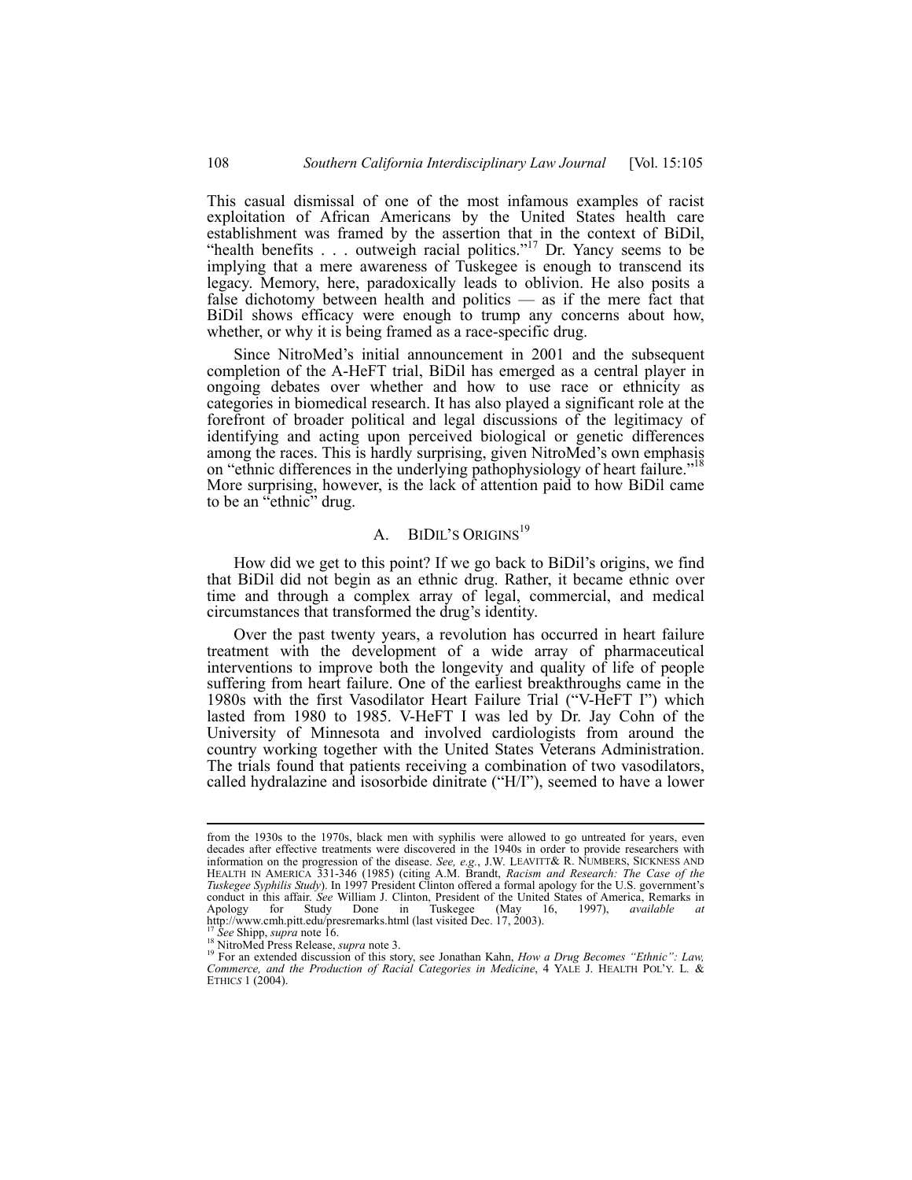This casual dismissal of one of the most infamous examples of racist exploitation of African Americans by the United States health care establishment was framed by the assertion that in the context of BiDil, "health benefits . . . outweigh racial politics."[17] Dr. Yancy seems to be implying that a mere awareness of Tuskegee is enough to transcend its legacy. Memory, here, paradoxically leads to oblivion. He also posits a false dichotomy between health and politics — as if the mere fact that BiDil shows efficacy were enough to trump any concerns about how, whether, or why it is being framed as a race-specific drug.

Since NitroMed's initial announcement in 2001 and the subsequent completion of the A-HeFT trial, BiDil has emerged as a central player in ongoing debates over whether and how to use race or ethnicity as categories in biomedical research. It has also played a significant role at the forefront of broader political and legal discussions of the legitimacy of identifying and acting upon perceived biological or genetic differences among the races. This is hardly surprising, given NitroMed's own emphasis on "ethnic differences in the underlying pathophysiology of heart failure."[18] More surprising, however, is the lack of attention paid to how BiDil came to be an "ethnic" drug.

## A. BiDil's Origins[19]

How did we get to this point? If we go back to BiDil's origins, we find that BiDil did not begin as an ethnic drug. Rather, it became ethnic over time and through a complex array of legal, commercial, and medical circumstances that transformed the drug's identity.

Over the past twenty years, a revolution has occurred in heart failure treatment with the development of a wide array of pharmaceutical interventions to improve both the longevity and quality of life of people suffering from heart failure. One of the earliest breakthroughs came in the 1980s with the first Vasodilator Heart Failure Trial ("V-HeFT I") which lasted from 1980 to 1985. V-HeFT I was led by Dr. Jay Cohn of the University of Minnesota and involved cardiologists from around the country working together with the United States Veterans Administration. The trials found that patients receiving a combination of two vasodilators, called hydralazine and isosorbide dinitrate ("H/I"), seemed to have a lower

---

from the 1930s to the 1970s, black men with syphilis were allowed to go untreated for years, even decades after effective treatments were discovered in the 1940s in order to provide researchers with information on the progression of the disease. *See, e.g.*, J.W. LEAVITT& R. NUMBERS, SICKNESS AND HEALTH IN AMERICA 331-346 (1985) (citing A.M. Brandt, *Racism and Research: The Case of the Tuskegee Syphilis Study*). In 1997 President Clinton offered a formal apology for the U.S. government's conduct in this affair. *See* William J. Clinton, President of the United States of America, Remarks in Apology for Study Done in Tuskegee (May 16, 1997), *available at* http://www.cmh.pitt.edu/presremarks.html (last visited Dec. 17, 2003).

[17] *See* Shipp, *supra* note 16.

[18] NitroMed Press Release, *supra* note 3.

[19] For an extended discussion of this story, see Jonathan Kahn, *How a Drug Becomes "Ethnic": Law, Commerce, and the Production of Racial Categories in Medicine*, 4 YALE J. HEALTH POL'Y. L. & ETHICS 1 (2004).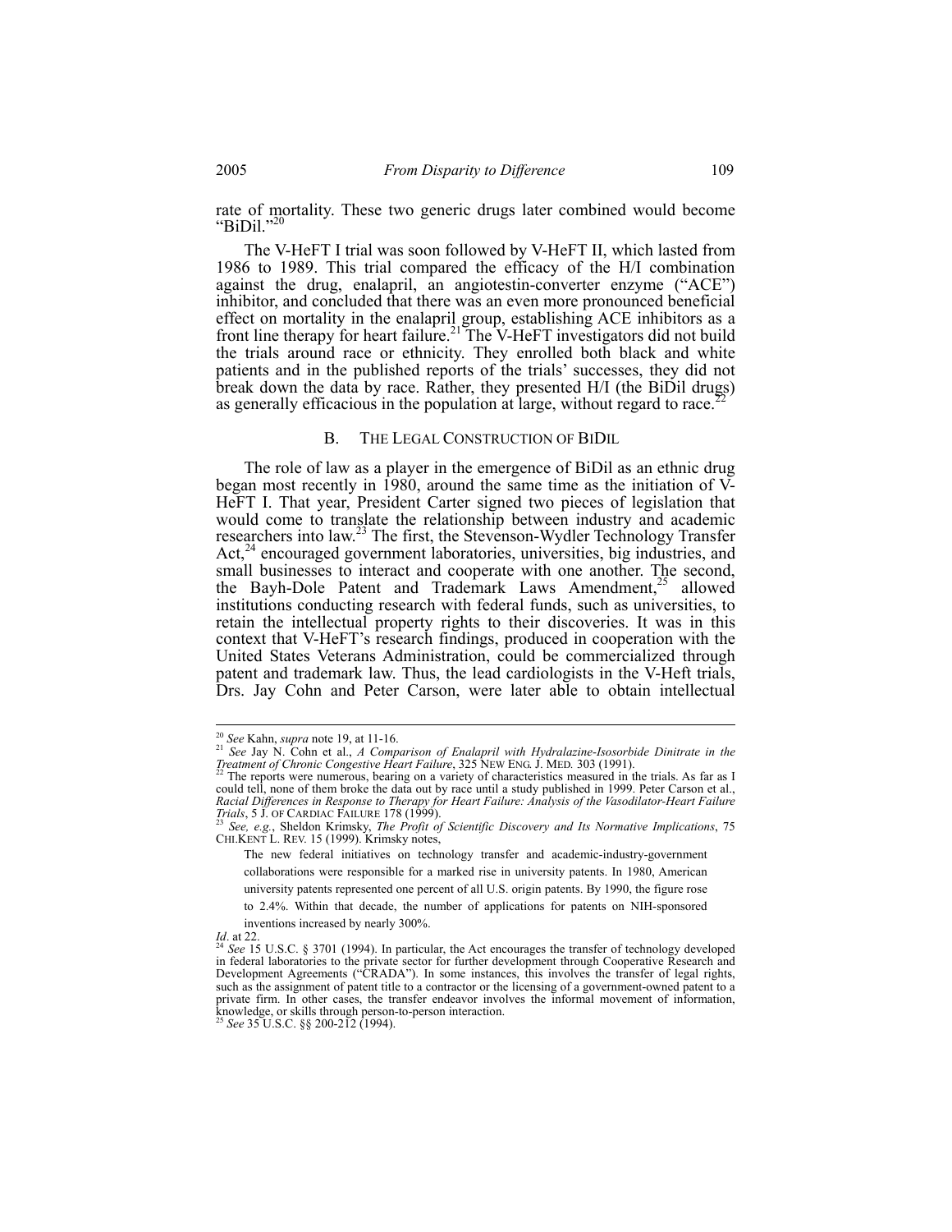rate of mortality. These two generic drugs later combined would become "BiDil."[20]

The V-HeFT I trial was soon followed by V-HeFT II, which lasted from 1986 to 1989. This trial compared the efficacy of the H/I combination against the drug, enalapril, an angiotestin-converter enzyme ("ACE") inhibitor, and concluded that there was an even more pronounced beneficial effect on mortality in the enalapril group, establishing ACE inhibitors as a front line therapy for heart failure.[21] The V-HeFT investigators did not build the trials around race or ethnicity. They enrolled both black and white patients and in the published reports of the trials' successes, they did not break down the data by race. Rather, they presented H/I (the BiDil drugs) as generally efficacious in the population at large, without regard to race.[22]

### B. The Legal Construction of BiDil

The role of law as a player in the emergence of BiDil as an ethnic drug began most recently in 1980, around the same time as the initiation of V-HeFT I. That year, President Carter signed two pieces of legislation that would come to translate the relationship between industry and academic researchers into law.[23] The first, the Stevenson-Wydler Technology Transfer Act,[24] encouraged government laboratories, universities, big industries, and small businesses to interact and cooperate with one another. The second, the Bayh-Dole Patent and Trademark Laws Amendment,[25] allowed institutions conducting research with federal funds, such as universities, to retain the intellectual property rights to their discoveries. It was in this context that V-HeFT's research findings, produced in cooperation with the United States Veterans Administration, could be commercialized through patent and trademark law. Thus, the lead cardiologists in the V-Heft trials, Drs. Jay Cohn and Peter Carson, were later able to obtain intellectual

---

[20] *See* Kahn, *supra* note 19, at 11-16.

[21] *See* Jay N. Cohn et al., *A Comparison of Enalapril with Hydralazine-Isosorbide Dinitrate in the Treatment of Chronic Congestive Heart Failure*, 325 NEW ENG. J. MED. 303 (1991).

[22] The reports were numerous, bearing on a variety of characteristics measured in the trials. As far as I could tell, none of them broke the data out by race until a study published in 1999. Peter Carson et al., *Racial Differences in Response to Therapy for Heart Failure: Analysis of the Vasodilator-Heart Failure Trials*, 5 J. OF CARDIAC FAILURE 178 (1999).

[23] *See, e.g.*, Sheldon Krimsky, *The Profit of Scientific Discovery and Its Normative Implications*, 75 CHI.KENT L. REV. 15 (1999). Krimsky notes,

> The new federal initiatives on technology transfer and academic-industry-government collaborations were responsible for a marked rise in university patents. In 1980, American university patents represented one percent of all U.S. origin patents. By 1990, the figure rose to 2.4%. Within that decade, the number of applications for patents on NIH-sponsored inventions increased by nearly 300%.

*Id*. at 22.

[24] *See* 15 U.S.C. § 3701 (1994). In particular, the Act encourages the transfer of technology developed in federal laboratories to the private sector for further development through Cooperative Research and Development Agreements ("CRADA"). In some instances, this involves the transfer of legal rights, such as the assignment of patent title to a contractor or the licensing of a government-owned patent to a private firm. In other cases, the transfer endeavor involves the informal movement of information, knowledge, or skills through person-to-person interaction.

[25] *See* 35 U.S.C. §§ 200-212 (1994).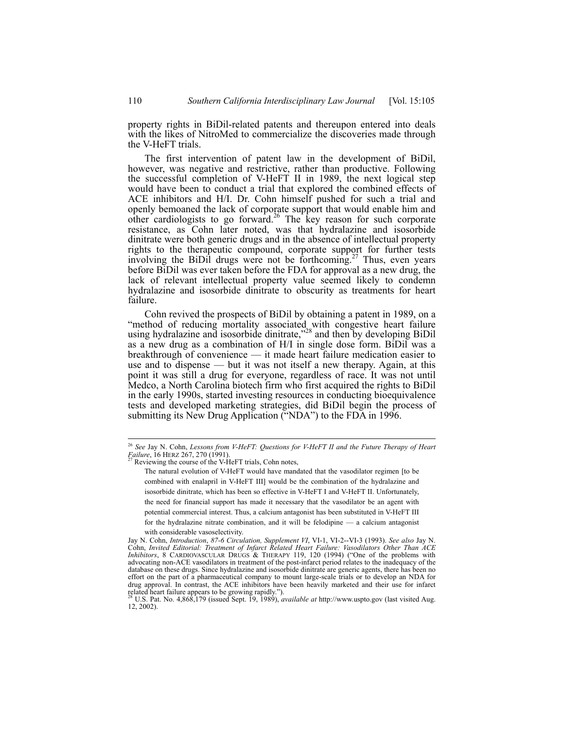property rights in BiDil-related patents and thereupon entered into deals with the likes of NitroMed to commercialize the discoveries made through the V-HeFT trials.

The first intervention of patent law in the development of BiDil, however, was negative and restrictive, rather than productive. Following the successful completion of V-HeFT II in 1989, the next logical step would have been to conduct a trial that explored the combined effects of ACE inhibitors and H/I. Dr. Cohn himself pushed for such a trial and openly bemoaned the lack of corporate support that would enable him and other cardiologists to go forward.[26] The key reason for such corporate resistance, as Cohn later noted, was that hydralazine and isosorbide dinitrate were both generic drugs and in the absence of intellectual property rights to the therapeutic compound, corporate support for further tests involving the BiDil drugs were not be forthcoming.[27] Thus, even years before BiDil was ever taken before the FDA for approval as a new drug, the lack of relevant intellectual property value seemed likely to condemn hydralazine and isosorbide dinitrate to obscurity as treatments for heart failure.

Cohn revived the prospects of BiDil by obtaining a patent in 1989, on a "method of reducing mortality associated with congestive heart failure using hydralazine and isosorbide dinitrate,"[28] and then by developing BiDil as a new drug as a combination of H/I in single dose form. BiDil was a breakthrough of convenience — it made heart failure medication easier to use and to dispense — but it was not itself a new therapy. Again, at this point it was still a drug for everyone, regardless of race. It was not until Medco, a North Carolina biotech firm who first acquired the rights to BiDil in the early 1990s, started investing resources in conducting bioequivalence tests and developed marketing strategies, did BiDil begin the process of submitting its New Drug Application ("NDA") to the FDA in 1996.

---

[26] *See* Jay N. Cohn, *Lessons from V-HeFT: Questions for V-HeFT II and the Future Therapy of Heart Failure*, 16 HERZ 267, 270 (1991).

[27] Reviewing the course of the V-HeFT trials, Cohn notes,

> The natural evolution of V-HeFT would have mandated that the vasodilator regimen [to be combined with enalapril in V-HeFT III] would be the combination of the hydralazine and isosorbide dinitrate, which has been so effective in V-HeFT I and V-HeFT II. Unfortunately, the need for financial support has made it necessary that the vasodilator be an agent with potential commercial interest. Thus, a calcium antagonist has been substituted in V-HeFT III for the hydralazine nitrate combination, and it will be felodipine — a calcium antagonist with considerable vasoselectivity.

Jay N. Cohn, *Introduction*, *87-6 Circulation, Supplement VI*, VI-1, VI-2--VI-3 (1993). *See also* Jay N. Cohn, *Invited Editorial: Treatment of Infarct Related Heart Failure: Vasodilators Other Than ACE Inhibitors*, 8 CARDIOVASCULAR DRUGS & THERAPY 119, 120 (1994) ("One of the problems with advocating non-ACE vasodilators in treatment of the post-infarct period relates to the inadequacy of the database on these drugs. Since hydralazine and isosorbide dinitrate are generic agents, there has been no effort on the part of a pharmaceutical company to mount large-scale trials or to develop an NDA for drug approval. In contrast, the ACE inhibitors have been heavily marketed and their use for infarct related heart failure appears to be growing rapidly.").

[28] U.S. Pat. No. 4,868,179 (issued Sept. 19, 1989), *available at* http://www.uspto.gov (last visited Aug. 12, 2002).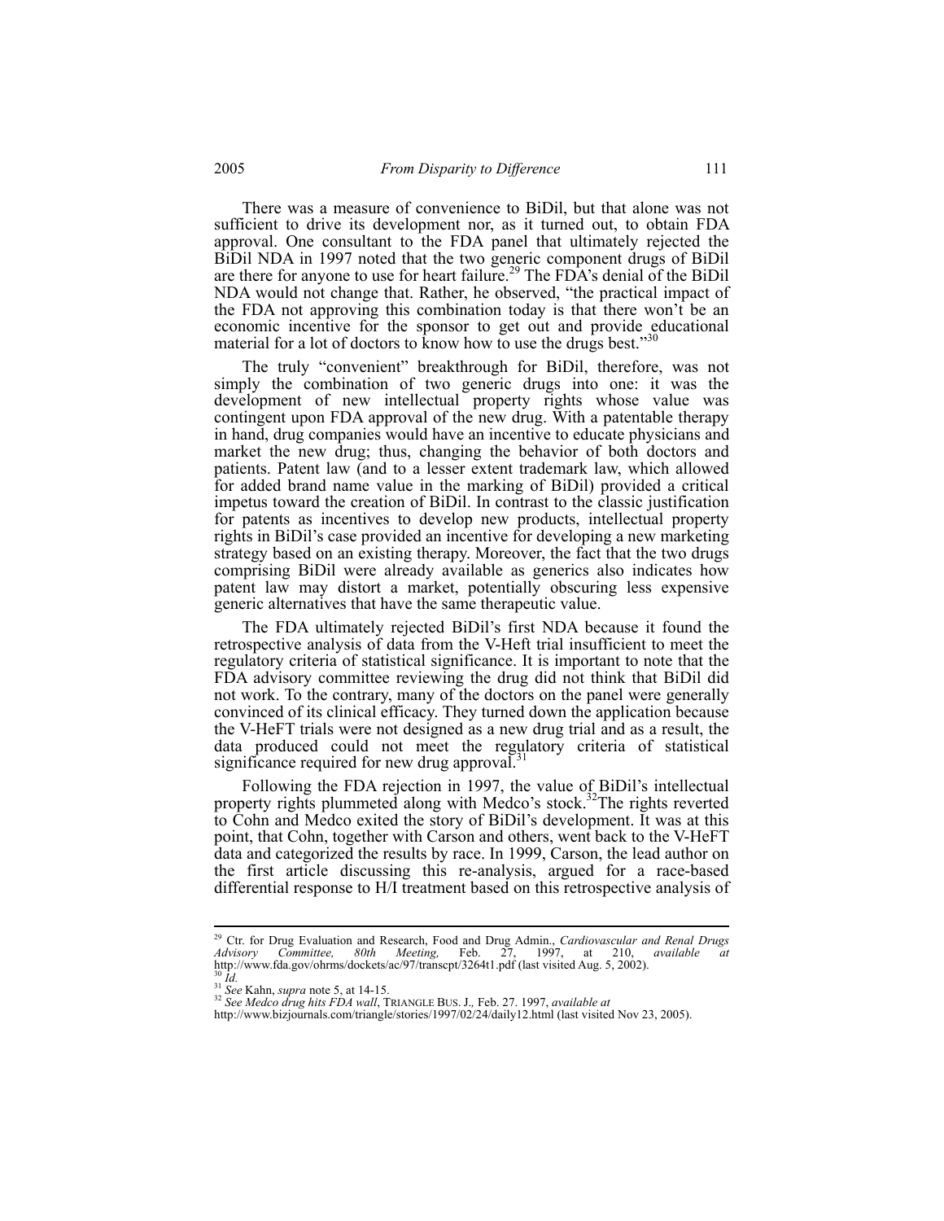There was a measure of convenience to BiDil, but that alone was not sufficient to drive its development nor, as it turned out, to obtain FDA approval. One consultant to the FDA panel that ultimately rejected the BiDil NDA in 1997 noted that the two generic component drugs of BiDil are there for anyone to use for heart failure.[29] The FDA's denial of the BiDil NDA would not change that. Rather, he observed, "the practical impact of the FDA not approving this combination today is that there won't be an economic incentive for the sponsor to get out and provide educational material for a lot of doctors to know how to use the drugs best."[30]

The truly "convenient" breakthrough for BiDil, therefore, was not simply the combination of two generic drugs into one: it was the development of new intellectual property rights whose value was contingent upon FDA approval of the new drug. With a patentable therapy in hand, drug companies would have an incentive to educate physicians and market the new drug; thus, changing the behavior of both doctors and patients. Patent law (and to a lesser extent trademark law, which allowed for added brand name value in the marking of BiDil) provided a critical impetus toward the creation of BiDil. In contrast to the classic justification for patents as incentives to develop new products, intellectual property rights in BiDil's case provided an incentive for developing a new marketing strategy based on an existing therapy. Moreover, the fact that the two drugs comprising BiDil were already available as generics also indicates how patent law may distort a market, potentially obscuring less expensive generic alternatives that have the same therapeutic value.

The FDA ultimately rejected BiDil's first NDA because it found the retrospective analysis of data from the V-Heft trial insufficient to meet the regulatory criteria of statistical significance. It is important to note that the FDA advisory committee reviewing the drug did not think that BiDil did not work. To the contrary, many of the doctors on the panel were generally convinced of its clinical efficacy. They turned down the application because the V-HeFT trials were not designed as a new drug trial and as a result, the data produced could not meet the regulatory criteria of statistical significance required for new drug approval.[31]

Following the FDA rejection in 1997, the value of BiDil's intellectual property rights plummeted along with Medco's stock.[32] The rights reverted to Cohn and Medco exited the story of BiDil's development. It was at this point, that Cohn, together with Carson and others, went back to the V-HeFT data and categorized the results by race. In 1999, Carson, the lead author on the first article discussing this re-analysis, argued for a race-based differential response to H/I treatment based on this retrospective analysis of

---

[29] Ctr. for Drug Evaluation and Research, Food and Drug Admin., *Cardiovascular and Renal Drugs Advisory Committee, 80th Meeting,* Feb. 27, 1997, at 210, *available at* http://www.fda.gov/ohrms/dockets/ac/97/transcpt/3264t1.pdf (last visited Aug. 5, 2002).

[30] *Id.*

[31] *See* Kahn, *supra* note 5, at 14-15.

[32] *See Medco drug hits FDA wall*, TRIANGLE BUS. J., Feb. 27. 1997, *available at* http://www.bizjournals.com/triangle/stories/1997/02/24/daily12.html (last visited Nov 23, 2005).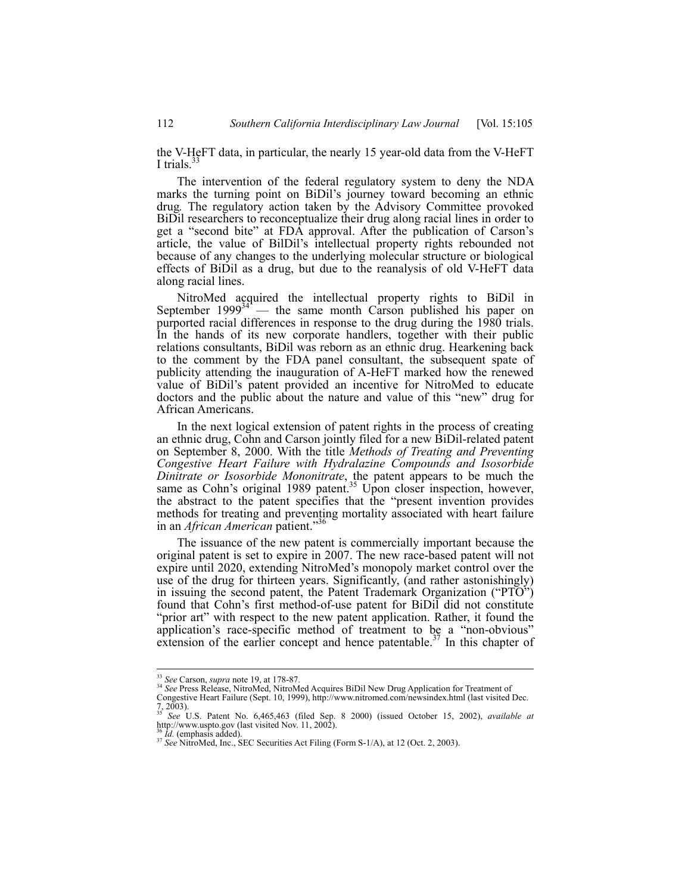the V-HeFT data, in particular, the nearly 15 year-old data from the V-HeFT I trials.[33]

The intervention of the federal regulatory system to deny the NDA marks the turning point on BiDil's journey toward becoming an ethnic drug. The regulatory action taken by the Advisory Committee provoked BiDil researchers to reconceptualize their drug along racial lines in order to get a "second bite" at FDA approval. After the publication of Carson's article, the value of BilDil's intellectual property rights rebounded not because of any changes to the underlying molecular structure or biological effects of BiDil as a drug, but due to the reanalysis of old V-HeFT data along racial lines.

NitroMed acquired the intellectual property rights to BiDil in September 1999[34] — the same month Carson published his paper on purported racial differences in response to the drug during the 1980 trials. In the hands of its new corporate handlers, together with their public relations consultants, BiDil was reborn as an ethnic drug. Hearkening back to the comment by the FDA panel consultant, the subsequent spate of publicity attending the inauguration of A-HeFT marked how the renewed value of BiDil's patent provided an incentive for NitroMed to educate doctors and the public about the nature and value of this "new" drug for African Americans.

In the next logical extension of patent rights in the process of creating an ethnic drug, Cohn and Carson jointly filed for a new BiDil-related patent on September 8, 2000. With the title *Methods of Treating and Preventing Congestive Heart Failure with Hydralazine Compounds and Isosorbide Dinitrate or Isosorbide Mononitrate*, the patent appears to be much the same as Cohn's original 1989 patent.[35] Upon closer inspection, however, the abstract to the patent specifies that the "present invention provides methods for treating and preventing mortality associated with heart failure in an *African American* patient."[36]

The issuance of the new patent is commercially important because the original patent is set to expire in 2007. The new race-based patent will not expire until 2020, extending NitroMed's monopoly market control over the use of the drug for thirteen years. Significantly, (and rather astonishingly) in issuing the second patent, the Patent Trademark Organization ("PTO") found that Cohn's first method-of-use patent for BiDil did not constitute "prior art" with respect to the new patent application. Rather, it found the application's race-specific method of treatment to be a "non-obvious" extension of the earlier concept and hence patentable.[37] In this chapter of

---

[33] *See* Carson, *supra* note 19, at 178-87.

[34] *See* Press Release, NitroMed, NitroMed Acquires BiDil New Drug Application for Treatment of Congestive Heart Failure (Sept. 10, 1999), http://www.nitromed.com/newsindex.html (last visited Dec. 7, 2003).

[35] *See* U.S. Patent No. 6,465,463 (filed Sep. 8 2000) (issued October 15, 2002), *available at* http://www.uspto.gov (last visited Nov. 11, 2002).

[36] *Id.* (emphasis added).

[37] *See* NitroMed, Inc., SEC Securities Act Filing (Form S-1/A), at 12 (Oct. 2, 2003).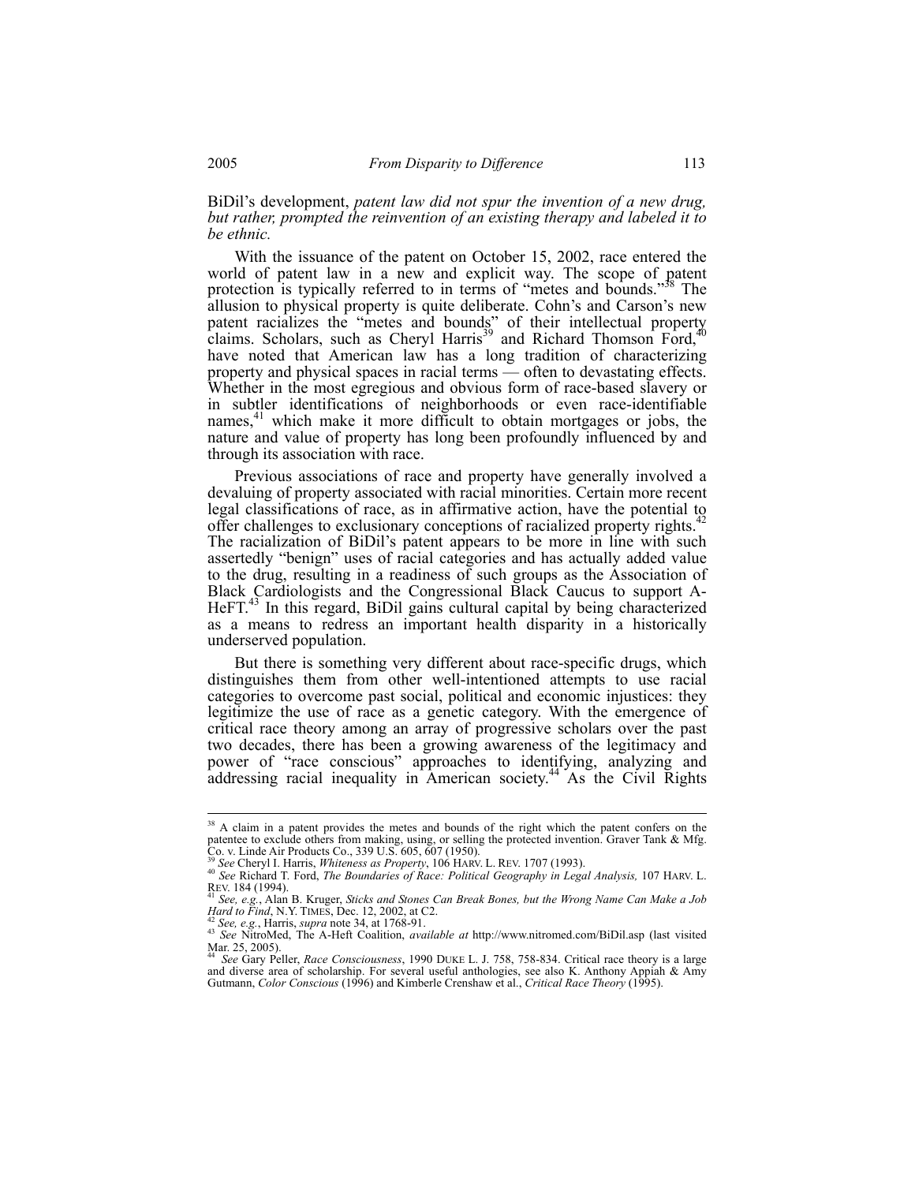BiDil's development, *patent law did not spur the invention of a new drug, but rather, prompted the reinvention of an existing therapy and labeled it to be ethnic.*

With the issuance of the patent on October 15, 2002, race entered the world of patent law in a new and explicit way. The scope of patent protection is typically referred to in terms of "metes and bounds."[38] The allusion to physical property is quite deliberate. Cohn's and Carson's new patent racializes the "metes and bounds" of their intellectual property claims. Scholars, such as Cheryl Harris[39] and Richard Thomson Ford,[40] have noted that American law has a long tradition of characterizing property and physical spaces in racial terms — often to devastating effects. Whether in the most egregious and obvious form of race-based slavery or in subtler identifications of neighborhoods or even race-identifiable names,[41] which make it more difficult to obtain mortgages or jobs, the nature and value of property has long been profoundly influenced by and through its association with race.

Previous associations of race and property have generally involved a devaluing of property associated with racial minorities. Certain more recent legal classifications of race, as in affirmative action, have the potential to offer challenges to exclusionary conceptions of racialized property rights.[42] The racialization of BiDil's patent appears to be more in line with such assertedly "benign" uses of racial categories and has actually added value to the drug, resulting in a readiness of such groups as the Association of Black Cardiologists and the Congressional Black Caucus to support A-HeFT.[43] In this regard, BiDil gains cultural capital by being characterized as a means to redress an important health disparity in a historically underserved population.

But there is something very different about race-specific drugs, which distinguishes them from other well-intentioned attempts to use racial categories to overcome past social, political and economic injustices: they legitimize the use of race as a genetic category. With the emergence of critical race theory among an array of progressive scholars over the past two decades, there has been a growing awareness of the legitimacy and power of "race conscious" approaches to identifying, analyzing and addressing racial inequality in American society.[44] As the Civil Rights

---

[38] A claim in a patent provides the metes and bounds of the right which the patent confers on the patentee to exclude others from making, using, or selling the protected invention. Graver Tank & Mfg. Co. v. Linde Air Products Co., 339 U.S. 605, 607 (1950).

[39] *See* Cheryl I. Harris, *Whiteness as Property*, 106 HARV. L. REV. 1707 (1993).

[40] *See* Richard T. Ford, *The Boundaries of Race: Political Geography in Legal Analysis,* 107 HARV. L. REV. 184 (1994).

[41] *See, e.g.*, Alan B. Kruger, *Sticks and Stones Can Break Bones, but the Wrong Name Can Make a Job Hard to Find*, N.Y. TIMES, Dec. 12, 2002, at C2.

[42] *See, e.g.*, Harris, *supra* note 34, at 1768-91.

[43] *See* NitroMed, The A-Heft Coalition, *available at* http://www.nitromed.com/BiDil.asp (last visited Mar. 25, 2005).

[44] *See* Gary Peller, *Race Consciousness*, 1990 DUKE L. J. 758, 758-834. Critical race theory is a large and diverse area of scholarship. For several useful anthologies, see also K. Anthony Appiah & Amy Gutmann, *Color Conscious* (1996) and Kimberle Crenshaw et al., *Critical Race Theory* (1995).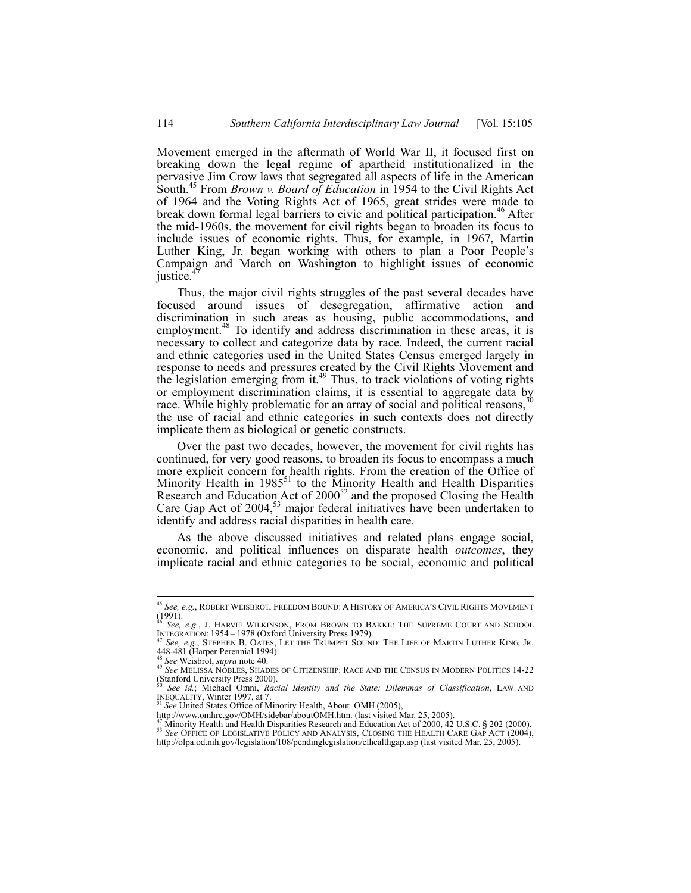Movement emerged in the aftermath of World War II, it focused first on breaking down the legal regime of apartheid institutionalized in the pervasive Jim Crow laws that segregated all aspects of life in the American South.[45] From *Brown v. Board of Education* in 1954 to the Civil Rights Act of 1964 and the Voting Rights Act of 1965, great strides were made to break down formal legal barriers to civic and political participation.[46] After the mid-1960s, the movement for civil rights began to broaden its focus to include issues of economic rights. Thus, for example, in 1967, Martin Luther King, Jr. began working with others to plan a Poor People's Campaign and March on Washington to highlight issues of economic justice.[47]

Thus, the major civil rights struggles of the past several decades have focused around issues of desegregation, affirmative action and discrimination in such areas as housing, public accommodations, and employment.[48] To identify and address discrimination in these areas, it is necessary to collect and categorize data by race. Indeed, the current racial and ethnic categories used in the United States Census emerged largely in response to needs and pressures created by the Civil Rights Movement and the legislation emerging from it.[49] Thus, to track violations of voting rights or employment discrimination claims, it is essential to aggregate data by race. While highly problematic for an array of social and political reasons,[50] the use of racial and ethnic categories in such contexts does not directly implicate them as biological or genetic constructs.

Over the past two decades, however, the movement for civil rights has continued, for very good reasons, to broaden its focus to encompass a much more explicit concern for health rights. From the creation of the Office of Minority Health in 1985[51] to the Minority Health and Health Disparities Research and Education Act of 2000[52] and the proposed Closing the Health Care Gap Act of 2004,[53] major federal initiatives have been undertaken to identify and address racial disparities in health care.

As the above discussed initiatives and related plans engage social, economic, and political influences on disparate health *outcomes*, they implicate racial and ethnic categories to be social, economic and political

---

[45] *See, e.g.*, ROBERT WEISBROT, FREEDOM BOUND: A HISTORY OF AMERICA'S CIVIL RIGHTS MOVEMENT (1991).

[46] *See, e.g.*, J. HARVIE WILKINSON, FROM BROWN TO BAKKE: THE SUPREME COURT AND SCHOOL INTEGRATION: 1954 – 1978 (Oxford University Press 1979).

[47] *See, e.g.*, STEPHEN B. OATES, LET THE TRUMPET SOUND: THE LIFE OF MARTIN LUTHER KING, JR. 448-481 (Harper Perennial 1994).

[48] *See* Weisbrot, *supra* note 40.

[49] *See* MELISSA NOBLES, SHADES OF CITIZENSHIP: RACE AND THE CENSUS IN MODERN POLITICS 14-22 (Stanford University Press 2000).

[50] *See id.*; Michael Omni, *Racial Identity and the State: Dilemmas of Classification*, LAW AND INEQUALITY, Winter 1997, at 7.

[51] *See* United States Office of Minority Health, About OMH (2005), http://www.omhrc.gov/OMH/sidebar/aboutOMH.htm. (last visited Mar. 25, 2005).

[47] Minority Health and Health Disparities Research and Education Act of 2000, 42 U.S.C. § 202 (2000).

[53] *See* OFFICE OF LEGISLATIVE POLICY AND ANALYSIS, CLOSING THE HEALTH CARE GAP ACT (2004), http://olpa.od.nih.gov/legislation/108/pendinglegislation/clhealthgap.asp (last visited Mar. 25, 2005).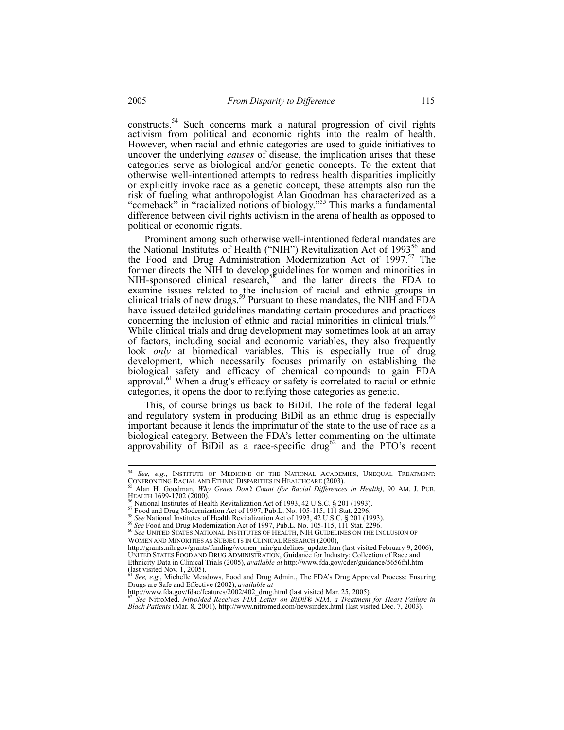constructs.[54] Such concerns mark a natural progression of civil rights activism from political and economic rights into the realm of health. However, when racial and ethnic categories are used to guide initiatives to uncover the underlying *causes* of disease, the implication arises that these categories serve as biological and/or genetic concepts. To the extent that otherwise well-intentioned attempts to redress health disparities implicitly or explicitly invoke race as a genetic concept, these attempts also run the risk of fueling what anthropologist Alan Goodman has characterized as a "comeback" in "racialized notions of biology."[55] This marks a fundamental difference between civil rights activism in the arena of health as opposed to political or economic rights.

Prominent among such otherwise well-intentioned federal mandates are the National Institutes of Health ("NIH") Revitalization Act of 1993[56] and the Food and Drug Administration Modernization Act of 1997.[57] The former directs the NIH to develop guidelines for women and minorities in NIH-sponsored clinical research,[58] and the latter directs the FDA to examine issues related to the inclusion of racial and ethnic groups in clinical trials of new drugs.[59] Pursuant to these mandates, the NIH and FDA have issued detailed guidelines mandating certain procedures and practices concerning the inclusion of ethnic and racial minorities in clinical trials.[60] While clinical trials and drug development may sometimes look at an array of factors, including social and economic variables, they also frequently look *only* at biomedical variables. This is especially true of drug development, which necessarily focuses primarily on establishing the biological safety and efficacy of chemical compounds to gain FDA approval.[61] When a drug's efficacy or safety is correlated to racial or ethnic categories, it opens the door to reifying those categories as genetic.

This, of course brings us back to BiDil. The role of the federal legal and regulatory system in producing BiDil as an ethnic drug is especially important because it lends the imprimatur of the state to the use of race as a biological category. Between the FDA's letter commenting on the ultimate approvability of BiDil as a race-specific drug[62] and the PTO's recent

---

[54] *See, e.g.*, INSTITUTE OF MEDICINE OF THE NATIONAL ACADEMIES, UNEQUAL TREATMENT: CONFRONTING RACIAL AND ETHNIC DISPARITIES IN HEALTHCARE (2003).

[55] Alan H. Goodman, *Why Genes Don't Count (for Racial Differences in Health)*, 90 AM. J. PUB. HEALTH 1699-1702 (2000).

[56] National Institutes of Health Revitalization Act of 1993, 42 U.S.C. § 201 (1993).

[57] Food and Drug Modernization Act of 1997, Pub.L. No. 105-115, 111 Stat. 2296.

[58] *See* National Institutes of Health Revitalization Act of 1993, 42 U.S.C. § 201 (1993).

[59] *See* Food and Drug Modernization Act of 1997, Pub.L. No. 105-115, 111 Stat. 2296.

[60] *See* UNITED STATES NATIONAL INSTITUTES OF HEALTH, NIH GUIDELINES ON THE INCLUSION OF WOMEN AND MINORITIES AS SUBJECTS IN CLINICAL RESEARCH (2000), http://grants.nih.gov/grants/funding/women_min/guidelines_update.htm (last visited February 9, 2006); UNITED STATES FOOD AND DRUG ADMINISTRATION, Guidance for Industry: Collection of Race and Ethnicity Data in Clinical Trials (2005), *available at* http://www.fda.gov/cder/guidance/5656fnl.htm (last visited Nov. 1, 2005).

[61] *See, e.g.*, Michelle Meadows, Food and Drug Admin., The FDA's Drug Approval Process: Ensuring Drugs are Safe and Effective (2002), *available at* http://www.fda.gov/fdac/features/2002/402_drug.html (last visited Mar. 25, 2005).

[62] *See* NitroMed, *NitroMed Receives FDA Letter on BiDil® NDA, a Treatment for Heart Failure in Black Patients* (Mar. 8, 2001), http://www.nitromed.com/newsindex.html (last visited Dec. 7, 2003).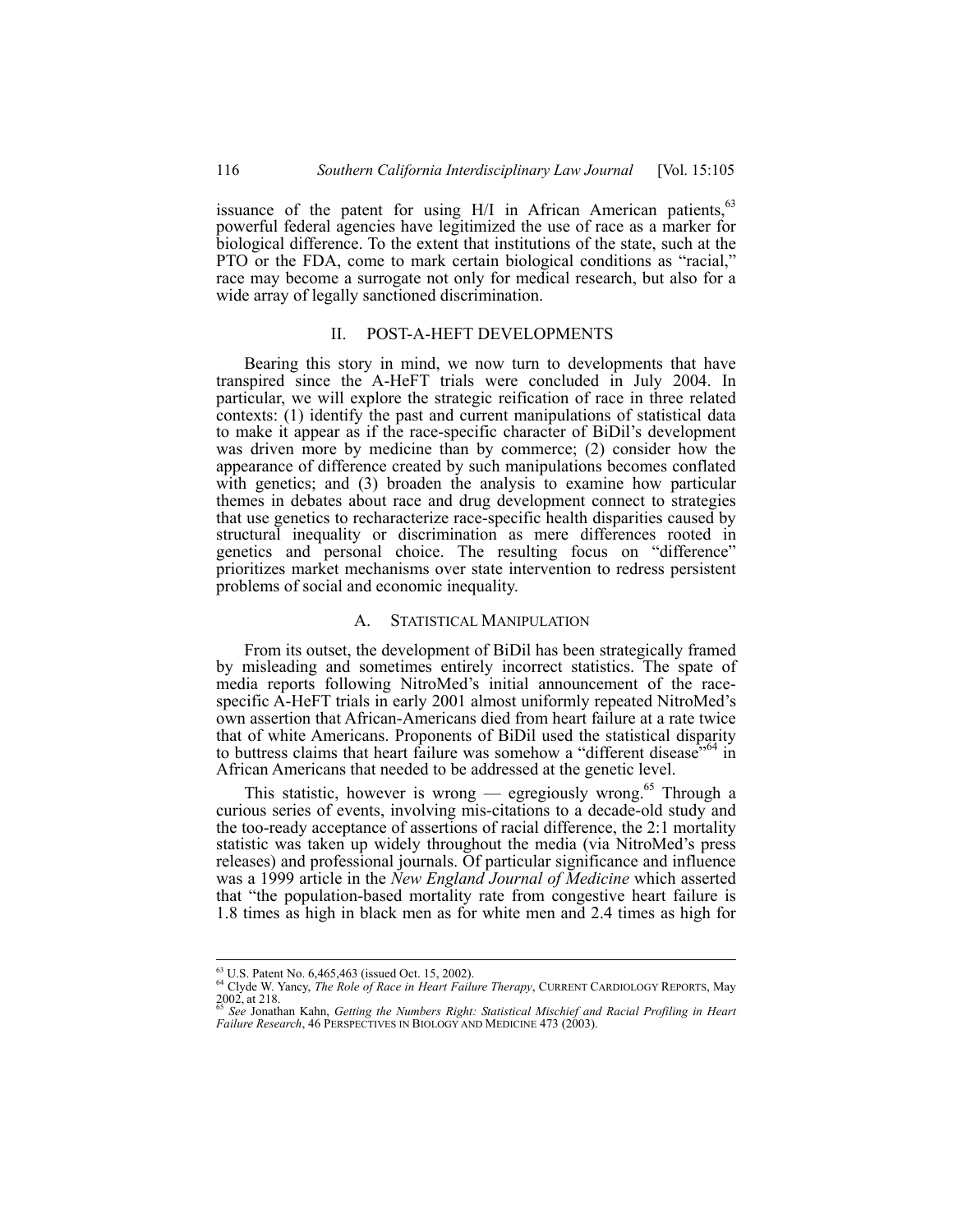issuance of the patent for using H/I in African American patients,[63] powerful federal agencies have legitimized the use of race as a marker for biological difference. To the extent that institutions of the state, such at the PTO or the FDA, come to mark certain biological conditions as "racial," race may become a surrogate not only for medical research, but also for a wide array of legally sanctioned discrimination.

## II. POST-A-HEFT DEVELOPMENTS

Bearing this story in mind, we now turn to developments that have transpired since the A-HeFT trials were concluded in July 2004. In particular, we will explore the strategic reification of race in three related contexts: (1) identify the past and current manipulations of statistical data to make it appear as if the race-specific character of BiDil's development was driven more by medicine than by commerce; (2) consider how the appearance of difference created by such manipulations becomes conflated with genetics; and (3) broaden the analysis to examine how particular themes in debates about race and drug development connect to strategies that use genetics to recharacterize race-specific health disparities caused by structural inequality or discrimination as mere differences rooted in genetics and personal choice. The resulting focus on "difference" prioritizes market mechanisms over state intervention to redress persistent problems of social and economic inequality.

### A. STATISTICAL MANIPULATION

From its outset, the development of BiDil has been strategically framed by misleading and sometimes entirely incorrect statistics. The spate of media reports following NitroMed's initial announcement of the race-specific A-HeFT trials in early 2001 almost uniformly repeated NitroMed's own assertion that African-Americans died from heart failure at a rate twice that of white Americans. Proponents of BiDil used the statistical disparity to buttress claims that heart failure was somehow a "different disease"[64] in African Americans that needed to be addressed at the genetic level.

This statistic, however is wrong — egregiously wrong.[65] Through a curious series of events, involving mis-citations to a decade-old study and the too-ready acceptance of assertions of racial difference, the 2:1 mortality statistic was taken up widely throughout the media (via NitroMed's press releases) and professional journals. Of particular significance and influence was a 1999 article in the *New England Journal of Medicine* which asserted that "the population-based mortality rate from congestive heart failure is 1.8 times as high in black men as for white men and 2.4 times as high for

---

[63] U.S. Patent No. 6,465,463 (issued Oct. 15, 2002).

[64] Clyde W. Yancy, *The Role of Race in Heart Failure Therapy*, CURRENT CARDIOLOGY REPORTS, May 2002, at 218.

[65] *See* Jonathan Kahn, *Getting the Numbers Right: Statistical Mischief and Racial Profiling in Heart Failure Research*, 46 PERSPECTIVES IN BIOLOGY AND MEDICINE 473 (2003).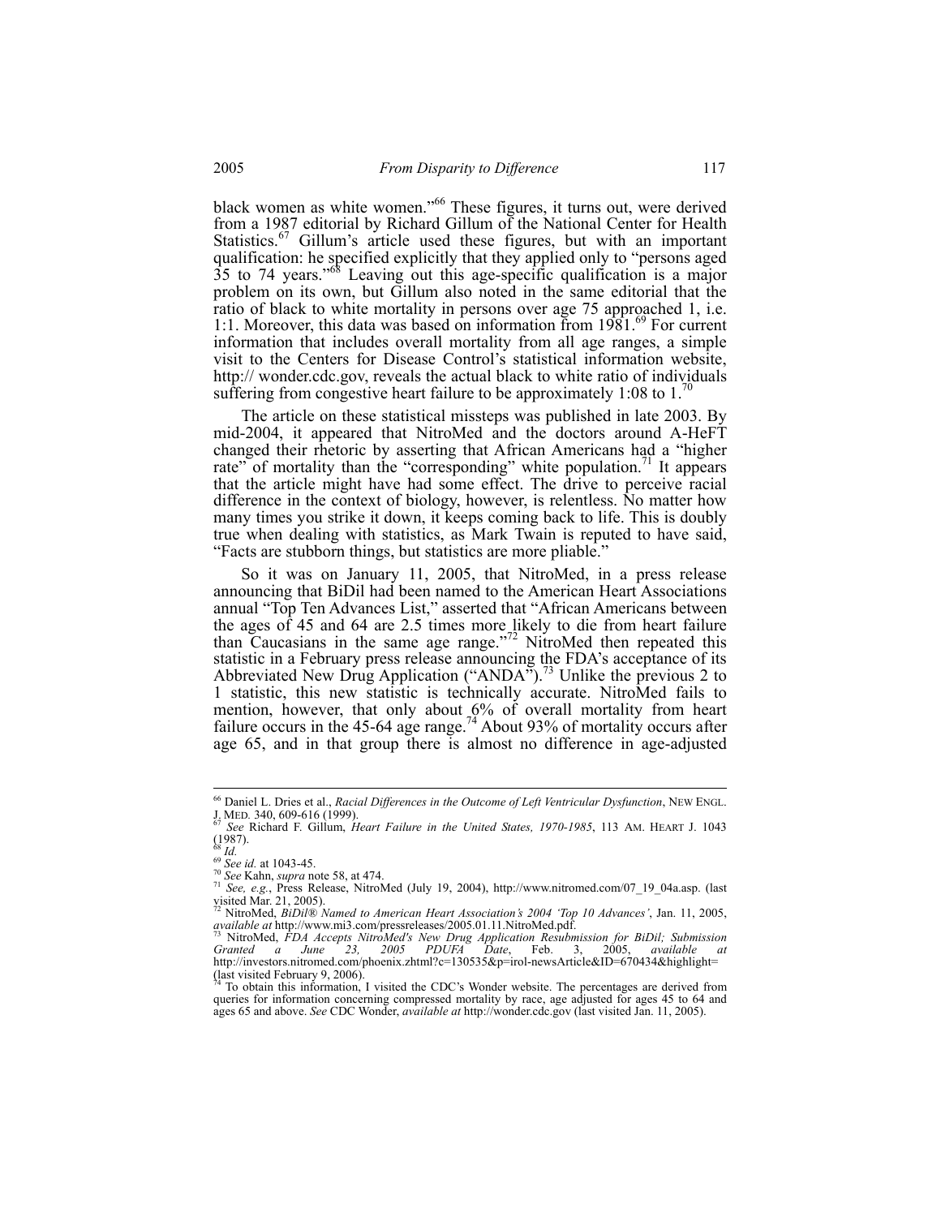black women as white women."[66] These figures, it turns out, were derived from a 1987 editorial by Richard Gillum of the National Center for Health Statistics.[67] Gillum's article used these figures, but with an important qualification: he specified explicitly that they applied only to "persons aged 35 to 74 years."[68] Leaving out this age-specific qualification is a major problem on its own, but Gillum also noted in the same editorial that the ratio of black to white mortality in persons over age 75 approached 1, i.e. 1:1. Moreover, this data was based on information from 1981.[69] For current information that includes overall mortality from all age ranges, a simple visit to the Centers for Disease Control's statistical information website, http:// wonder.cdc.gov, reveals the actual black to white ratio of individuals suffering from congestive heart failure to be approximately 1:08 to 1.[70]

The article on these statistical missteps was published in late 2003. By mid-2004, it appeared that NitroMed and the doctors around A-HeFT changed their rhetoric by asserting that African Americans had a "higher rate" of mortality than the "corresponding" white population.[71] It appears that the article might have had some effect. The drive to perceive racial difference in the context of biology, however, is relentless. No matter how many times you strike it down, it keeps coming back to life. This is doubly true when dealing with statistics, as Mark Twain is reputed to have said, "Facts are stubborn things, but statistics are more pliable."

So it was on January 11, 2005, that NitroMed, in a press release announcing that BiDil had been named to the American Heart Associations annual "Top Ten Advances List," asserted that "African Americans between the ages of 45 and 64 are 2.5 times more likely to die from heart failure than Caucasians in the same age range."[72] NitroMed then repeated this statistic in a February press release announcing the FDA's acceptance of its Abbreviated New Drug Application ("ANDA").[73] Unlike the previous 2 to 1 statistic, this new statistic is technically accurate. NitroMed fails to mention, however, that only about 6% of overall mortality from heart failure occurs in the 45-64 age range.[74] About 93% of mortality occurs after age 65, and in that group there is almost no difference in age-adjusted

---

[66] Daniel L. Dries et al., *Racial Differences in the Outcome of Left Ventricular Dysfunction*, NEW ENGL. J. MED. 340, 609-616 (1999).

[67] *See* Richard F. Gillum, *Heart Failure in the United States, 1970-1985*, 113 AM. HEART J. 1043 (1987).

[68] *Id.*

[69] *See id.* at 1043-45.

[70] *See* Kahn, *supra* note 58, at 474.

[71] *See, e.g.*, Press Release, NitroMed (July 19, 2004), http://www.nitromed.com/07_19_04a.asp. (last visited Mar. 21, 2005).

[72] NitroMed, *BiDil® Named to American Heart Association's 2004 'Top 10 Advances'*, Jan. 11, 2005, *available at* http://www.mi3.com/pressreleases/2005.01.11.NitroMed.pdf.

[73] NitroMed, *FDA Accepts NitroMed's New Drug Application Resubmission for BiDil; Submission Granted a June 23, 2005 PDUFA Date*, Feb. 3, 2005, *available at* http://investors.nitromed.com/phoenix.zhtml?c=130535&p=irol-newsArticle&ID=670434&highlight= (last visited February 9, 2006).

[74] To obtain this information, I visited the CDC's Wonder website. The percentages are derived from queries for information concerning compressed mortality by race, age adjusted for ages 45 to 64 and ages 65 and above. *See* CDC Wonder, *available at* http://wonder.cdc.gov (last visited Jan. 11, 2005).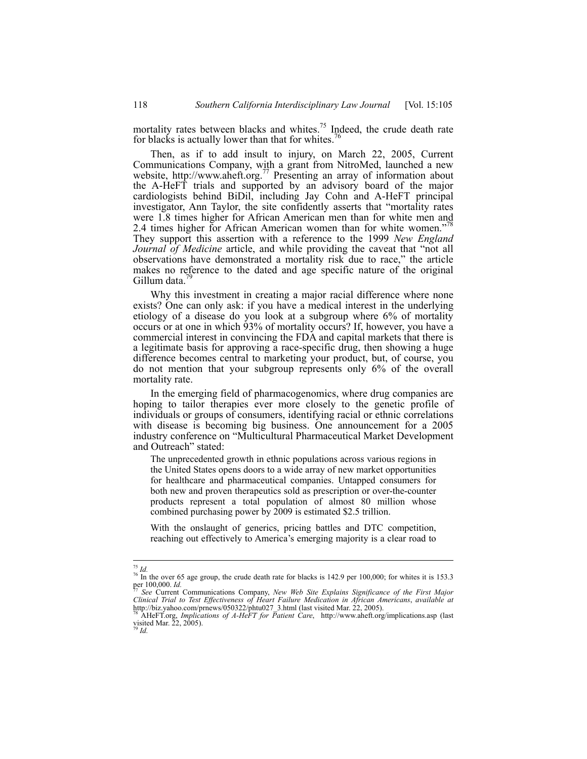mortality rates between blacks and whites.[75] Indeed, the crude death rate for blacks is actually lower than that for whites.[76]

Then, as if to add insult to injury, on March 22, 2005, Current Communications Company, with a grant from NitroMed, launched a new website, http://www.aheft.org.[77] Presenting an array of information about the A-HeFT trials and supported by an advisory board of the major cardiologists behind BiDil, including Jay Cohn and A-HeFT principal investigator, Ann Taylor, the site confidently asserts that "mortality rates were 1.8 times higher for African American men than for white men and 2.4 times higher for African American women than for white women."[78] They support this assertion with a reference to the 1999 *New England Journal of Medicine* article, and while providing the caveat that "not all observations have demonstrated a mortality risk due to race," the article makes no reference to the dated and age specific nature of the original Gillum data.[79]

Why this investment in creating a major racial difference where none exists? One can only ask: if you have a medical interest in the underlying etiology of a disease do you look at a subgroup where 6% of mortality occurs or at one in which 93% of mortality occurs? If, however, you have a commercial interest in convincing the FDA and capital markets that there is a legitimate basis for approving a race-specific drug, then showing a huge difference becomes central to marketing your product, but, of course, you do not mention that your subgroup represents only 6% of the overall mortality rate.

In the emerging field of pharmacogenomics, where drug companies are hoping to tailor therapies ever more closely to the genetic profile of individuals or groups of consumers, identifying racial or ethnic correlations with disease is becoming big business. One announcement for a 2005 industry conference on "Multicultural Pharmaceutical Market Development and Outreach" stated:

> The unprecedented growth in ethnic populations across various regions in the United States opens doors to a wide array of new market opportunities for healthcare and pharmaceutical companies. Untapped consumers for both new and proven therapeutics sold as prescription or over-the-counter products represent a total population of almost 80 million whose combined purchasing power by 2009 is estimated $2.5 trillion.
>
> With the onslaught of generics, pricing battles and DTC competition, reaching out effectively to America's emerging majority is a clear road to

---

[75] *Id.*

[76] In the over 65 age group, the crude death rate for blacks is 142.9 per 100,000; for whites it is 153.3 per 100,000. *Id.*

[77] *See* Current Communications Company, *New Web Site Explains Significance of the First Major Clinical Trial to Test Effectiveness of Heart Failure Medication in African Americans*, *available at* http://biz.yahoo.com/prnews/050322/phtu027_3.html (last visited Mar. 22, 2005).

[78] AHeFT.org, *Implications of A-HeFT for Patient Care*, http://www.aheft.org/implications.asp (last visited Mar. 22, 2005).

[79] *Id.*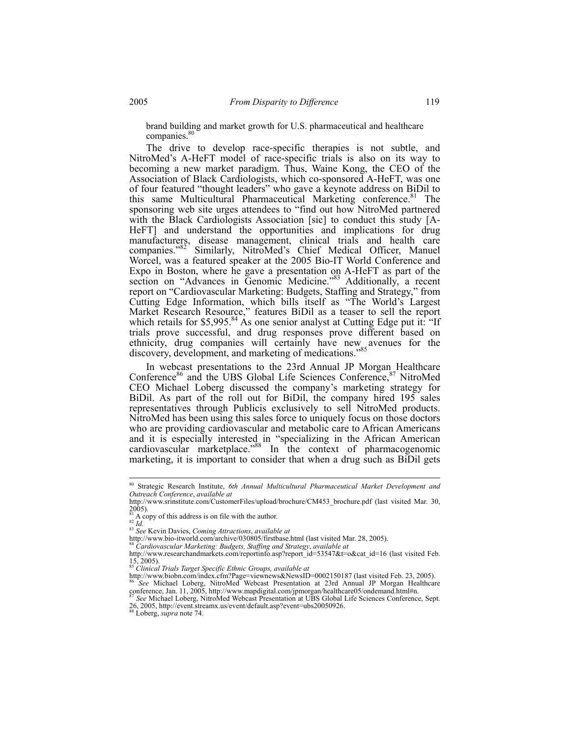brand building and market growth for U.S. pharmaceutical and healthcare companies.[80]

The drive to develop race-specific therapies is not subtle, and NitroMed's A-HeFT model of race-specific trials is also on its way to becoming a new market paradigm. Thus, Waine Kong, the CEO of the Association of Black Cardiologists, which co-sponsored A-HeFT, was one of four featured "thought leaders" who gave a keynote address on BiDil to this same Multicultural Pharmaceutical Marketing conference.[81] The sponsoring web site urges attendees to "find out how NitroMed partnered with the Black Cardiologists Association [sic] to conduct this study [A-HeFT] and understand the opportunities and implications for drug manufacturers, disease management, clinical trials and health care companies."[82] Similarly, NitroMed's Chief Medical Officer, Manuel Worcel, was a featured speaker at the 2005 Bio-IT World Conference and Expo in Boston, where he gave a presentation on A-HeFT as part of the section on "Advances in Genomic Medicine."[83] Additionally, a recent report on "Cardiovascular Marketing: Budgets, Staffing and Strategy," from Cutting Edge Information, which bills itself as "The World's Largest Market Research Resource," features BiDil as a teaser to sell the report which retails for $5,995.[84] As one senior analyst at Cutting Edge put it: "If trials prove successful, and drug responses prove different based on ethnicity, drug companies will certainly have new avenues for the discovery, development, and marketing of medications."[85]

In webcast presentations to the 23rd Annual JP Morgan Healthcare Conference[86] and the UBS Global Life Sciences Conference,[87] NitroMed CEO Michael Loberg discussed the company's marketing strategy for BiDil. As part of the roll out for BiDil, the company hired 195 sales representatives through Publicis exclusively to sell NitroMed products. NitroMed has been using this sales force to uniquely focus on those doctors who are providing cardiovascular and metabolic care to African Americans and it is especially interested in "specializing in the African American cardiovascular marketplace."[88] In the context of pharmacogenomic marketing, it is important to consider that when a drug such as BiDil gets

---

[80] Strategic Research Institute, *6th Annual Multicultural Pharmaceutical Market Development and Outreach Conference*, *available at* http://www.srinstitute.com/CustomerFiles/upload/brochure/CM453_brochure.pdf (last visited Mar. 30, 2005).

[81] A copy of this address is on file with the author.

[82] *Id.*

[83] *See* Kevin Davies, *Coming Attractions*, *available at* http://www.bio-itworld.com/archive/030805/firstbase.html (last visited Mar. 28, 2005).

[84] *Cardiovascular Marketing: Budgets, Staffing and Strategy*, *available at* http://www.researchandmarkets.com/reportinfo.asp?report_id=53547&t=o&cat_id=16 (last visited Feb. 15, 2005).

[85] *Clinical Trials Target Specific Ethnic Groups, available at* http://www.biobn.com/index.cfm?Page=viewnews&NewsID=0002150187 (last visited Feb. 23, 2005).

[86] *See* Michael Loberg, NitroMed Webcast Presentation at 23rd Annual JP Morgan Healthcare conference, Jan. 11, 2005, http://www.mapdigital.com/jpmorgan/healthcare05/ondemand.html#n.

[87] *See* Michael Loberg, NitroMed Webcast Presentation at UBS Global Life Sciences Conference, Sept. 26, 2005, http://event.streamx.us/event/default.asp?event=ubs20050926.

[88] Loberg, *supra* note 74.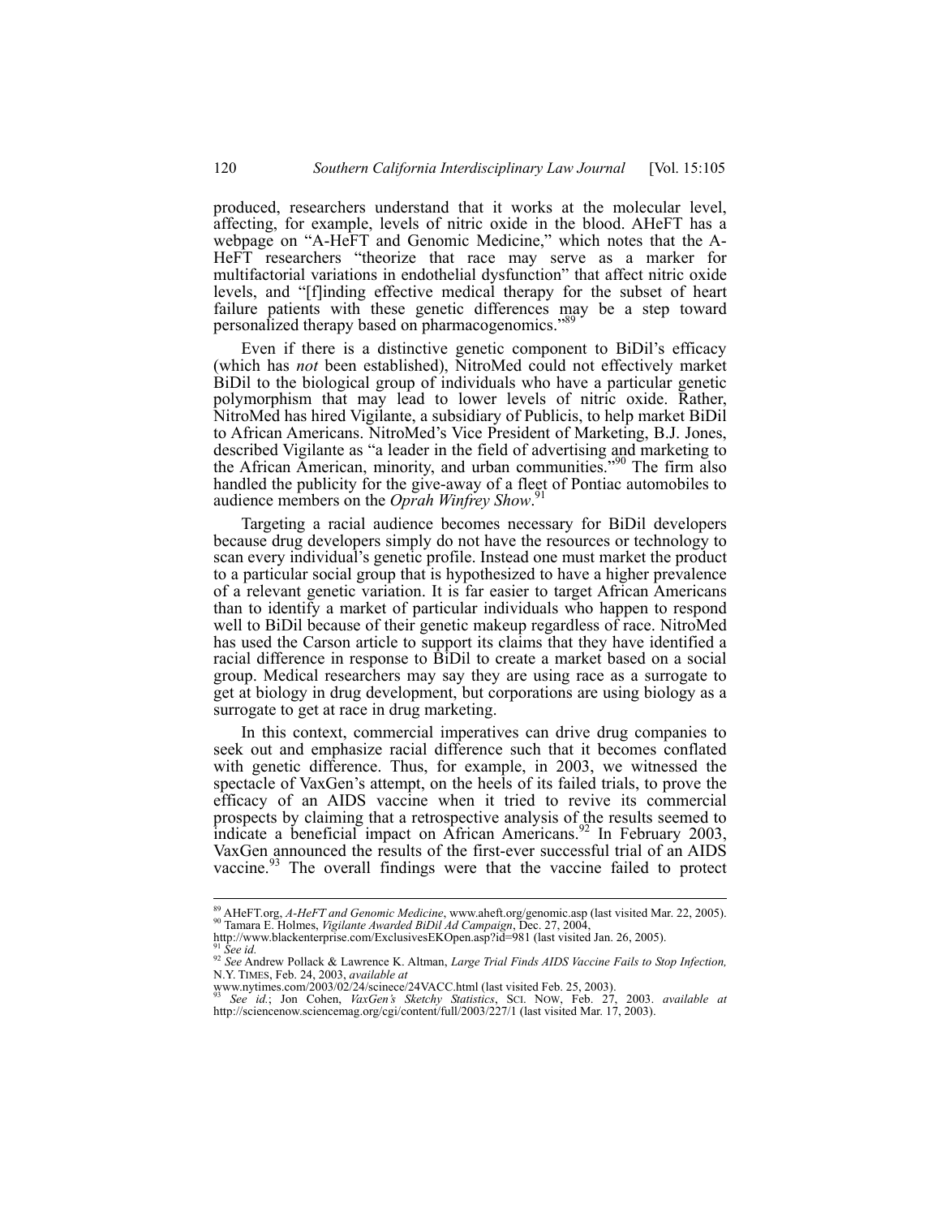produced, researchers understand that it works at the molecular level, affecting, for example, levels of nitric oxide in the blood. AHeFT has a webpage on "A-HeFT and Genomic Medicine," which notes that the A-HeFT researchers "theorize that race may serve as a marker for multifactorial variations in endothelial dysfunction" that affect nitric oxide levels, and "[f]inding effective medical therapy for the subset of heart failure patients with these genetic differences may be a step toward personalized therapy based on pharmacogenomics."[89]

Even if there is a distinctive genetic component to BiDil's efficacy (which has *not* been established), NitroMed could not effectively market BiDil to the biological group of individuals who have a particular genetic polymorphism that may lead to lower levels of nitric oxide. Rather, NitroMed has hired Vigilante, a subsidiary of Publicis, to help market BiDil to African Americans. NitroMed's Vice President of Marketing, B.J. Jones, described Vigilante as "a leader in the field of advertising and marketing to the African American, minority, and urban communities."[90] The firm also handled the publicity for the give-away of a fleet of Pontiac automobiles to audience members on the *Oprah Winfrey Show*.[91]

Targeting a racial audience becomes necessary for BiDil developers because drug developers simply do not have the resources or technology to scan every individual's genetic profile. Instead one must market the product to a particular social group that is hypothesized to have a higher prevalence of a relevant genetic variation. It is far easier to target African Americans than to identify a market of particular individuals who happen to respond well to BiDil because of their genetic makeup regardless of race. NitroMed has used the Carson article to support its claims that they have identified a racial difference in response to BiDil to create a market based on a social group. Medical researchers may say they are using race as a surrogate to get at biology in drug development, but corporations are using biology as a surrogate to get at race in drug marketing.

In this context, commercial imperatives can drive drug companies to seek out and emphasize racial difference such that it becomes conflated with genetic difference. Thus, for example, in 2003, we witnessed the spectacle of VaxGen's attempt, on the heels of its failed trials, to prove the efficacy of an AIDS vaccine when it tried to revive its commercial prospects by claiming that a retrospective analysis of the results seemed to indicate a beneficial impact on African Americans.[92] In February 2003, VaxGen announced the results of the first-ever successful trial of an AIDS vaccine.[93] The overall findings were that the vaccine failed to protect

---

[89] AHeFT.org, *A-HeFT and Genomic Medicine*, www.aheft.org/genomic.asp (last visited Mar. 22, 2005).

[90] Tamara E. Holmes, *Vigilante Awarded BiDil Ad Campaign*, Dec. 27, 2004, http://www.blackenterprise.com/ExclusivesEKOpen.asp?id=981 (last visited Jan. 26, 2005).

[91] *See id.*

[92] *See* Andrew Pollack & Lawrence K. Altman, *Large Trial Finds AIDS Vaccine Fails to Stop Infection,* N.Y. TIMES, Feb. 24, 2003, *available at* www.nytimes.com/2003/02/24/scinece/24VACC.html (last visited Feb. 25, 2003).

[93] *See id.*; Jon Cohen, *VaxGen's Sketchy Statistics*, SCI. NOW, Feb. 27, 2003. *available at* http://sciencenow.sciencemag.org/cgi/content/full/2003/227/1 (last visited Mar. 17, 2003).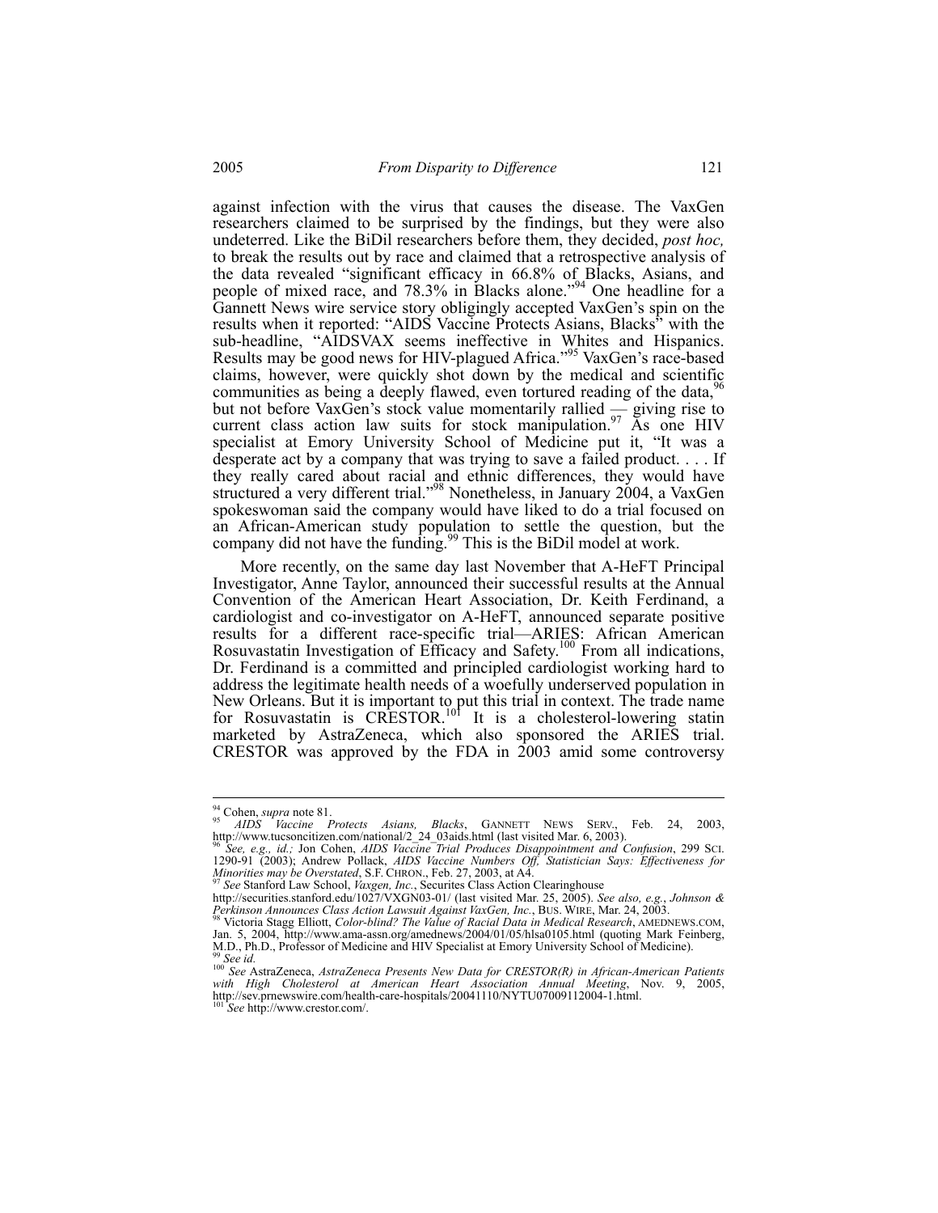against infection with the virus that causes the disease. The VaxGen researchers claimed to be surprised by the findings, but they were also undeterred. Like the BiDil researchers before them, they decided, *post hoc,* to break the results out by race and claimed that a retrospective analysis of the data revealed "significant efficacy in 66.8% of Blacks, Asians, and people of mixed race, and 78.3% in Blacks alone."[94] One headline for a Gannett News wire service story obligingly accepted VaxGen's spin on the results when it reported: "AIDS Vaccine Protects Asians, Blacks" with the sub-headline, "AIDSVAX seems ineffective in Whites and Hispanics. Results may be good news for HIV-plagued Africa."[95] VaxGen's race-based claims, however, were quickly shot down by the medical and scientific communities as being a deeply flawed, even tortured reading of the data,[96] but not before VaxGen's stock value momentarily rallied — giving rise to current class action law suits for stock manipulation.[97] As one HIV specialist at Emory University School of Medicine put it, "It was a desperate act by a company that was trying to save a failed product. . . . If they really cared about racial and ethnic differences, they would have structured a very different trial."[98] Nonetheless, in January 2004, a VaxGen spokeswoman said the company would have liked to do a trial focused on an African-American study population to settle the question, but the company did not have the funding.[99] This is the BiDil model at work.

More recently, on the same day last November that A-HeFT Principal Investigator, Anne Taylor, announced their successful results at the Annual Convention of the American Heart Association, Dr. Keith Ferdinand, a cardiologist and co-investigator on A-HeFT, announced separate positive results for a different race-specific trial—ARIES: African American Rosuvastatin Investigation of Efficacy and Safety.[100] From all indications, Dr. Ferdinand is a committed and principled cardiologist working hard to address the legitimate health needs of a woefully underserved population in New Orleans. But it is important to put this trial in context. The trade name for Rosuvastatin is CRESTOR.[101] It is a cholesterol-lowering statin marketed by AstraZeneca, which also sponsored the ARIES trial. CRESTOR was approved by the FDA in 2003 amid some controversy

---

[94] Cohen, *supra* note 81.

[95] *AIDS Vaccine Protects Asians, Blacks*, GANNETT NEWS SERV., Feb. 24, 2003, http://www.tucsoncitizen.com/national/2_24_03aids.html (last visited Mar. 6, 2003).

[96] *See, e.g., id.;* Jon Cohen, *AIDS Vaccine Trial Produces Disappointment and Confusion*, 299 SCI. 1290-91 (2003); Andrew Pollack, *AIDS Vaccine Numbers Off, Statistician Says: Effectiveness for Minorities may be Overstated*, S.F. CHRON., Feb. 27, 2003, at A4.

[97] *See* Stanford Law School, *Vaxgen, Inc.*, Securites Class Action Clearinghouse http://securities.stanford.edu/1027/VXGN03-01/ (last visited Mar. 25, 2005). *See also, e.g.*, *Johnson & Perkinson Announces Class Action Lawsuit Against VaxGen, Inc.*, BUS. WIRE, Mar. 24, 2003.

[98] Victoria Stagg Elliott, *Color-blind? The Value of Racial Data in Medical Research*, AMEDNEWS.COM, Jan. 5, 2004, http://www.ama-assn.org/amednews/2004/01/05/hlsa0105.html (quoting Mark Feinberg, M.D., Ph.D., Professor of Medicine and HIV Specialist at Emory University School of Medicine).

[99] *See id.*

[100] *See* AstraZeneca, *AstraZeneca Presents New Data for CRESTOR(R) in African-American Patients with High Cholesterol at American Heart Association Annual Meeting*, Nov. 9, 2005, http://sev.prnewswire.com/health-care-hospitals/20041110/NYTU07009112004-1.html.

[101] *See* http://www.crestor.com/.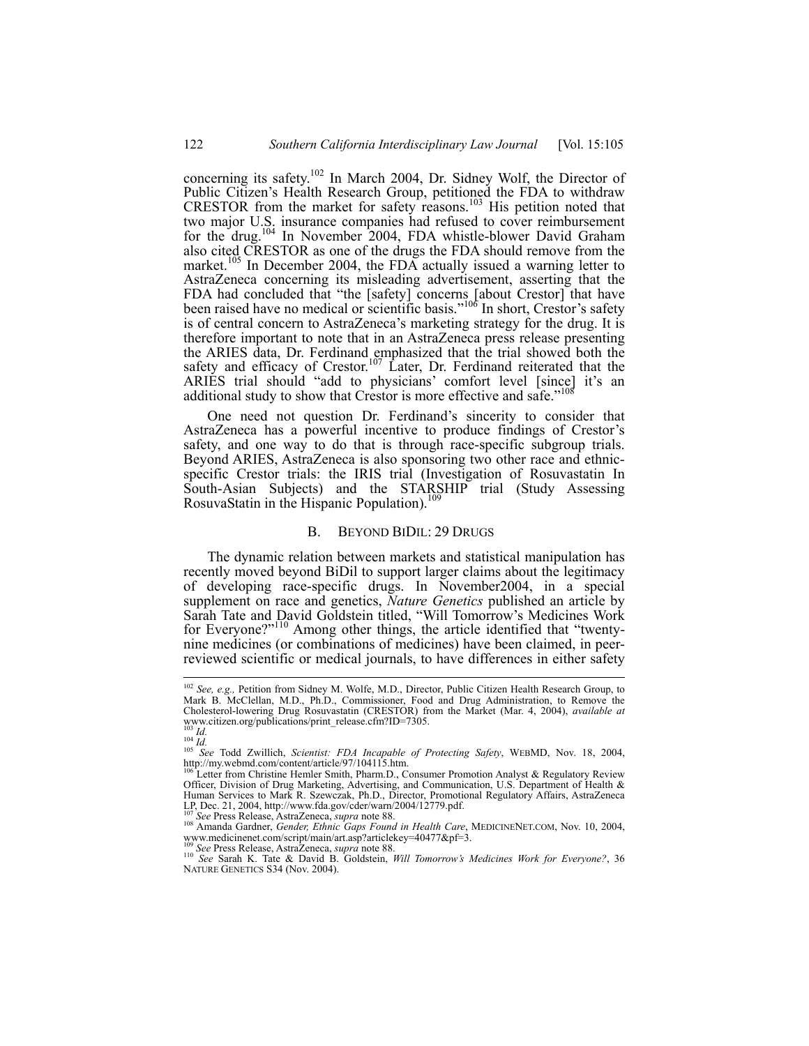concerning its safety.[102] In March 2004, Dr. Sidney Wolf, the Director of Public Citizen's Health Research Group, petitioned the FDA to withdraw CRESTOR from the market for safety reasons.[103] His petition noted that two major U.S. insurance companies had refused to cover reimbursement for the drug.[104] In November 2004, FDA whistle-blower David Graham also cited CRESTOR as one of the drugs the FDA should remove from the market.[105] In December 2004, the FDA actually issued a warning letter to AstraZeneca concerning its misleading advertisement, asserting that the FDA had concluded that "the [safety] concerns [about Crestor] that have been raised have no medical or scientific basis."[106] In short, Crestor's safety is of central concern to AstraZeneca's marketing strategy for the drug. It is therefore important to note that in an AstraZeneca press release presenting the ARIES data, Dr. Ferdinand emphasized that the trial showed both the safety and efficacy of Crestor.[107] Later, Dr. Ferdinand reiterated that the ARIES trial should "add to physicians' comfort level [since] it's an additional study to show that Crestor is more effective and safe."[108]

One need not question Dr. Ferdinand's sincerity to consider that AstraZeneca has a powerful incentive to produce findings of Crestor's safety, and one way to do that is through race-specific subgroup trials. Beyond ARIES, AstraZeneca is also sponsoring two other race and ethnic-specific Crestor trials: the IRIS trial (Investigation of Rosuvastatin In South-Asian Subjects) and the STARSHIP trial (Study Assessing RosuvaStatin in the Hispanic Population).[109]

### B. BEYOND BIDIL: 29 DRUGS

The dynamic relation between markets and statistical manipulation has recently moved beyond BiDil to support larger claims about the legitimacy of developing race-specific drugs. In November2004, in a special supplement on race and genetics, *Nature Genetics* published an article by Sarah Tate and David Goldstein titled, "Will Tomorrow's Medicines Work for Everyone?"[110] Among other things, the article identified that "twenty-nine medicines (or combinations of medicines) have been claimed, in peer-reviewed scientific or medical journals, to have differences in either safety

---

[102] *See, e.g.,* Petition from Sidney M. Wolfe, M.D., Director, Public Citizen Health Research Group, to Mark B. McClellan, M.D., Ph.D., Commissioner, Food and Drug Administration, to Remove the Cholesterol-lowering Drug Rosuvastatin (CRESTOR) from the Market (Mar. 4, 2004), *available at* www.citizen.org/publications/print_release.cfm?ID=7305.

[103] *Id.*

[104] *Id.*

[105] *See* Todd Zwillich, *Scientist: FDA Incapable of Protecting Safety*, WEBMD, Nov. 18, 2004, http://my.webmd.com/content/article/97/104115.htm.

[106] Letter from Christine Hemler Smith, Pharm.D., Consumer Promotion Analyst & Regulatory Review Officer, Division of Drug Marketing, Advertising, and Communication, U.S. Department of Health & Human Services to Mark R. Szewczak, Ph.D., Director, Promotional Regulatory Affairs, AstraZeneca LP, Dec. 21, 2004, http://www.fda.gov/cder/warn/2004/12779.pdf.

[107] *See* Press Release, AstraZeneca, *supra* note 88.

[108] Amanda Gardner, *Gender, Ethnic Gaps Found in Health Care*, MEDICINENET.COM, Nov. 10, 2004, www.medicinenet.com/script/main/art.asp?articlekey=40477&pf=3.

[109] *See* Press Release, AstraZeneca, *supra* note 88.

[110] *See* Sarah K. Tate & David B. Goldstein, *Will Tomorrow's Medicines Work for Everyone?*, 36 NATURE GENETICS S34 (Nov. 2004).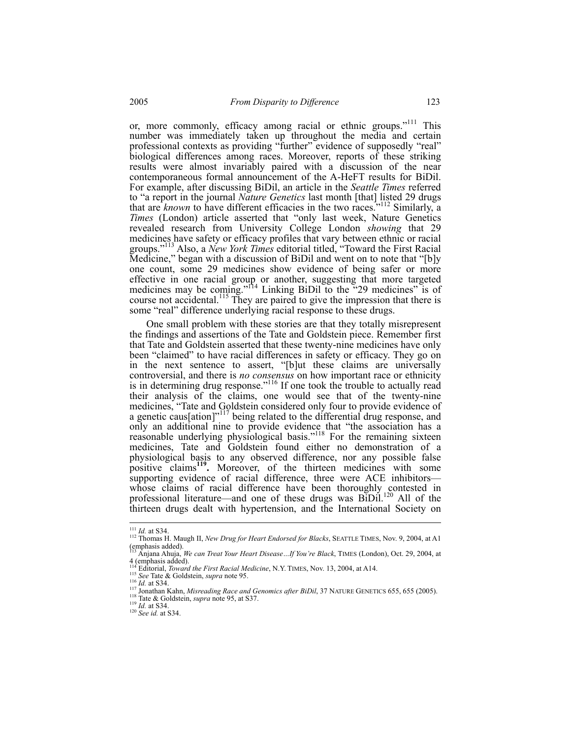or, more commonly, efficacy among racial or ethnic groups."[111] This number was immediately taken up throughout the media and certain professional contexts as providing "further" evidence of supposedly "real" biological differences among races. Moreover, reports of these striking results were almost invariably paired with a discussion of the near contemporaneous formal announcement of the A-HeFT results for BiDil. For example, after discussing BiDil, an article in the *Seattle Times* referred to "a report in the journal *Nature Genetics* last month [that] listed 29 drugs that are *known* to have different efficacies in the two races."[112] Similarly, a *Times* (London) article asserted that "only last week, Nature Genetics revealed research from University College London *showing* that 29 medicines have safety or efficacy profiles that vary between ethnic or racial groups."[113] Also, a *New York Times* editorial titled, "Toward the First Racial Medicine," began with a discussion of BiDil and went on to note that "[b]y one count, some 29 medicines show evidence of being safer or more effective in one racial group or another, suggesting that more targeted medicines may be coming."[114] Linking BiDil to the "29 medicines" is of course not accidental.[115] They are paired to give the impression that there is some "real" difference underlying racial response to these drugs.

One small problem with these stories are that they totally misrepresent the findings and assertions of the Tate and Goldstein piece. Remember first that Tate and Goldstein asserted that these twenty-nine medicines have only been "claimed" to have racial differences in safety or efficacy. They go on in the next sentence to assert, "[b]ut these claims are universally controversial, and there is *no consensus* on how important race or ethnicity is in determining drug response."[116] If one took the trouble to actually read their analysis of the claims, one would see that of the twenty-nine medicines, "Tate and Goldstein considered only four to provide evidence of a genetic caus[ation]"[117] being related to the differential drug response, and only an additional nine to provide evidence that "the association has a reasonable underlying physiological basis."[118] For the remaining sixteen medicines, Tate and Goldstein found either no demonstration of a physiological basis to any observed difference, nor any possible false positive claims[119]**.** Moreover, of the thirteen medicines with some supporting evidence of racial difference, three were ACE inhibitors—whose claims of racial difference have been thoroughly contested in professional literature—and one of these drugs was BiDil.[120] All of the thirteen drugs dealt with hypertension, and the International Society on

---

[111] *Id.* at S34.

[112] Thomas H. Maugh II, *New Drug for Heart Endorsed for Blacks*, SEATTLE TIMES, Nov. 9, 2004, at A1 (emphasis added).

[113] Anjana Ahuja, *We can Treat Your Heart Disease…If You're Black*, TIMES (London), Oct. 29, 2004, at 4 (emphasis added).

[114] Editorial, *Toward the First Racial Medicine*, N.Y. TIMES, Nov. 13, 2004, at A14.

[115] *See* Tate & Goldstein, *supra* note 95.

[116] *Id.* at S34.

[117] Jonathan Kahn, *Misreading Race and Genomics after BiDil*, 37 NATURE GENETICS 655, 655 (2005).

[118] Tate & Goldstein, *supra* note 95, at S37.

[119] *Id.* at S34.

[120] *See id.* at S34.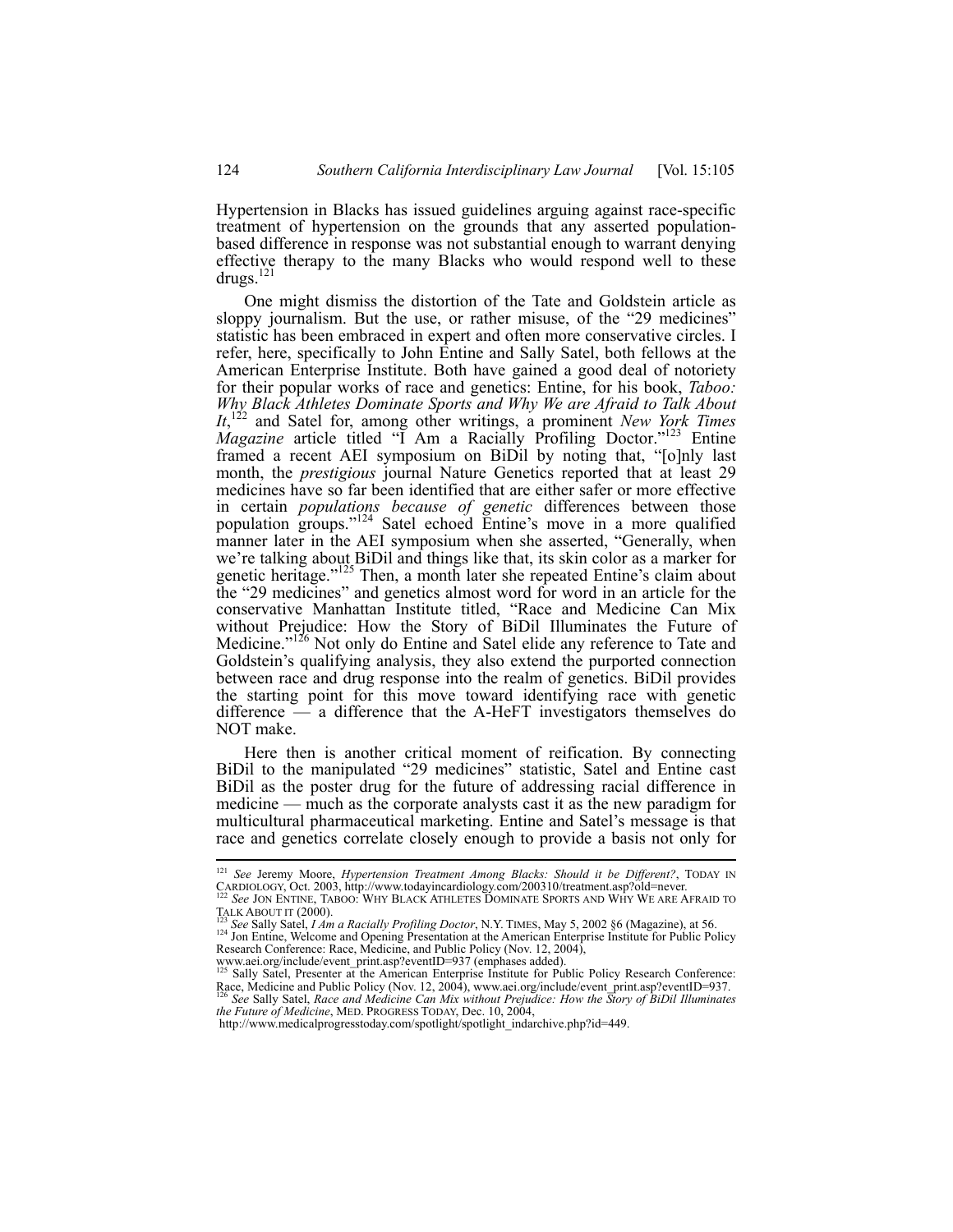Hypertension in Blacks has issued guidelines arguing against race-specific treatment of hypertension on the grounds that any asserted population-based difference in response was not substantial enough to warrant denying effective therapy to the many Blacks who would respond well to these drugs.[121]

One might dismiss the distortion of the Tate and Goldstein article as sloppy journalism. But the use, or rather misuse, of the "29 medicines" statistic has been embraced in expert and often more conservative circles. I refer, here, specifically to John Entine and Sally Satel, both fellows at the American Enterprise Institute. Both have gained a good deal of notoriety for their popular works of race and genetics: Entine, for his book, *Taboo: Why Black Athletes Dominate Sports and Why We are Afraid to Talk About It*,[122] and Satel for, among other writings, a prominent *New York Times Magazine* article titled "I Am a Racially Profiling Doctor."[123] Entine framed a recent AEI symposium on BiDil by noting that, "[o]nly last month, the *prestigious* journal Nature Genetics reported that at least 29 medicines have so far been identified that are either safer or more effective in certain *populations because of genetic* differences between those population groups."[124] Satel echoed Entine's move in a more qualified manner later in the AEI symposium when she asserted, "Generally, when we're talking about BiDil and things like that, its skin color as a marker for genetic heritage."[125] Then, a month later she repeated Entine's claim about the "29 medicines" and genetics almost word for word in an article for the conservative Manhattan Institute titled, "Race and Medicine Can Mix without Prejudice: How the Story of BiDil Illuminates the Future of Medicine."[126] Not only do Entine and Satel elide any reference to Tate and Goldstein's qualifying analysis, they also extend the purported connection between race and drug response into the realm of genetics. BiDil provides the starting point for this move toward identifying race with genetic difference — a difference that the A-HeFT investigators themselves do NOT make.

Here then is another critical moment of reification. By connecting BiDil to the manipulated "29 medicines" statistic, Satel and Entine cast BiDil as the poster drug for the future of addressing racial difference in medicine — much as the corporate analysts cast it as the new paradigm for multicultural pharmaceutical marketing. Entine and Satel's message is that race and genetics correlate closely enough to provide a basis not only for

---

[121] *See* Jeremy Moore, *Hypertension Treatment Among Blacks: Should it be Different?*, TODAY IN CARDIOLOGY, Oct. 2003, http://www.todayincardiology.com/200310/treatment.asp?old=never.

[122] *See* JON ENTINE, TABOO: WHY BLACK ATHLETES DOMINATE SPORTS AND WHY WE ARE AFRAID TO TALK ABOUT IT (2000).

[123] *See* Sally Satel, *I Am a Racially Profiling Doctor*, N.Y. TIMES, May 5, 2002 §6 (Magazine), at 56.

[124] Jon Entine, Welcome and Opening Presentation at the American Enterprise Institute for Public Policy Research Conference: Race, Medicine, and Public Policy (Nov. 12, 2004), www.aei.org/include/event_print.asp?eventID=937 (emphases added).

[125] Sally Satel, Presenter at the American Enterprise Institute for Public Policy Research Conference: Race, Medicine and Public Policy (Nov. 12, 2004), www.aei.org/include/event_print.asp?eventID=937.

[126] *See* Sally Satel, *Race and Medicine Can Mix without Prejudice: How the Story of BiDil Illuminates the Future of Medicine*, MED. PROGRESS TODAY, Dec. 10, 2004, http://www.medicalprogresstoday.com/spotlight/spotlight_indarchive.php?id=449.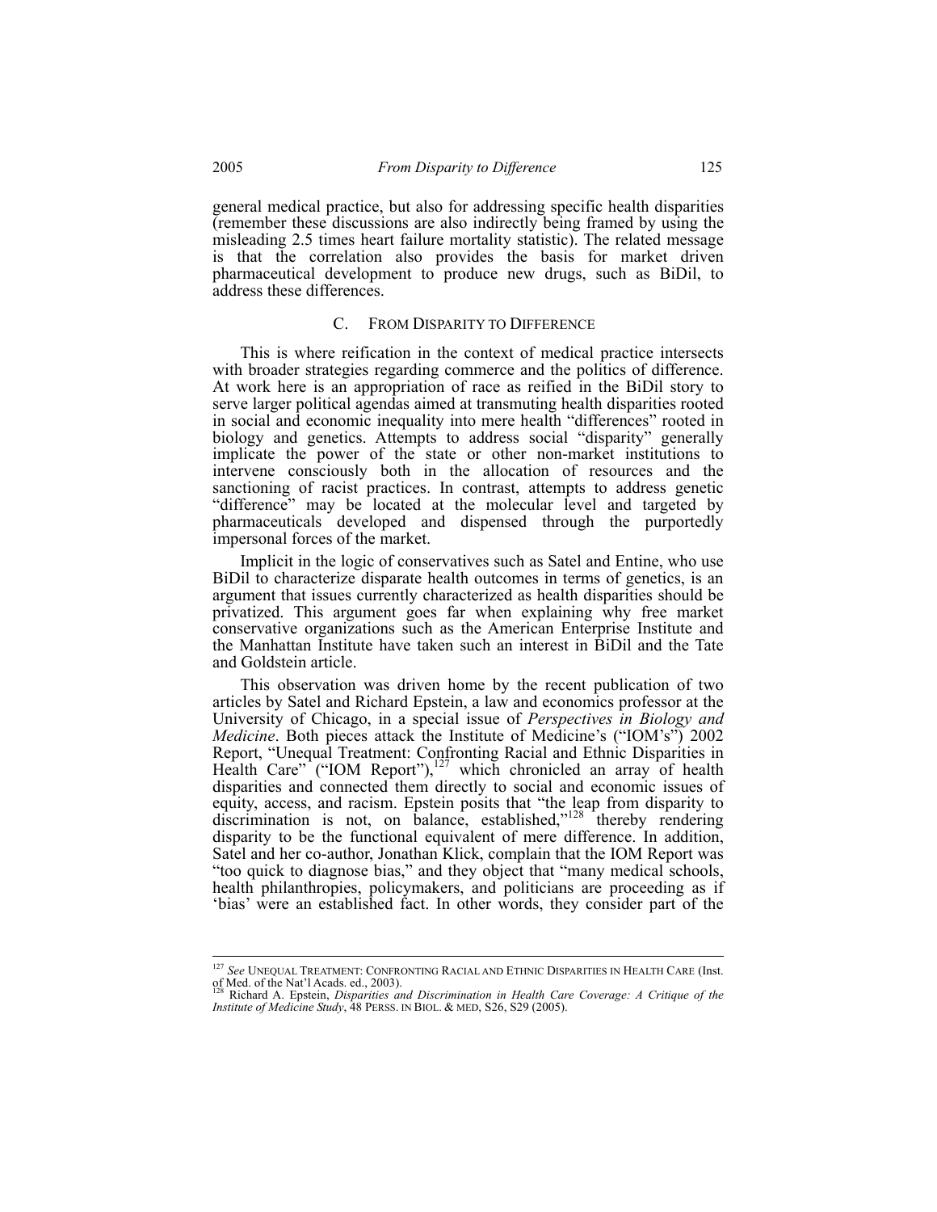general medical practice, but also for addressing specific health disparities (remember these discussions are also indirectly being framed by using the misleading 2.5 times heart failure mortality statistic). The related message is that the correlation also provides the basis for market driven pharmaceutical development to produce new drugs, such as BiDil, to address these differences.

### C. From Disparity to Difference

This is where reification in the context of medical practice intersects with broader strategies regarding commerce and the politics of difference. At work here is an appropriation of race as reified in the BiDil story to serve larger political agendas aimed at transmuting health disparities rooted in social and economic inequality into mere health "differences" rooted in biology and genetics. Attempts to address social "disparity" generally implicate the power of the state or other non-market institutions to intervene consciously both in the allocation of resources and the sanctioning of racist practices. In contrast, attempts to address genetic "difference" may be located at the molecular level and targeted by pharmaceuticals developed and dispensed through the purportedly impersonal forces of the market.

Implicit in the logic of conservatives such as Satel and Entine, who use BiDil to characterize disparate health outcomes in terms of genetics, is an argument that issues currently characterized as health disparities should be privatized. This argument goes far when explaining why free market conservative organizations such as the American Enterprise Institute and the Manhattan Institute have taken such an interest in BiDil and the Tate and Goldstein article.

This observation was driven home by the recent publication of two articles by Satel and Richard Epstein, a law and economics professor at the University of Chicago, in a special issue of *Perspectives in Biology and Medicine*. Both pieces attack the Institute of Medicine's ("IOM's") 2002 Report, "Unequal Treatment: Confronting Racial and Ethnic Disparities in Health Care" ("IOM Report"),[127] which chronicled an array of health disparities and connected them directly to social and economic issues of equity, access, and racism. Epstein posits that "the leap from disparity to discrimination is not, on balance, established,"[128] thereby rendering disparity to be the functional equivalent of mere difference. In addition, Satel and her co-author, Jonathan Klick, complain that the IOM Report was "too quick to diagnose bias," and they object that "many medical schools, health philanthropies, policymakers, and politicians are proceeding as if 'bias' were an established fact. In other words, they consider part of the

---

[127] *See* Unequal Treatment: Confronting Racial and Ethnic Disparities in Health Care (Inst. of Med. of the Nat'l Acads. ed., 2003).

[128] Richard A. Epstein, *Disparities and Discrimination in Health Care Coverage: A Critique of the Institute of Medicine Study*, 48 Perss. in Biol. & Med, S26, S29 (2005).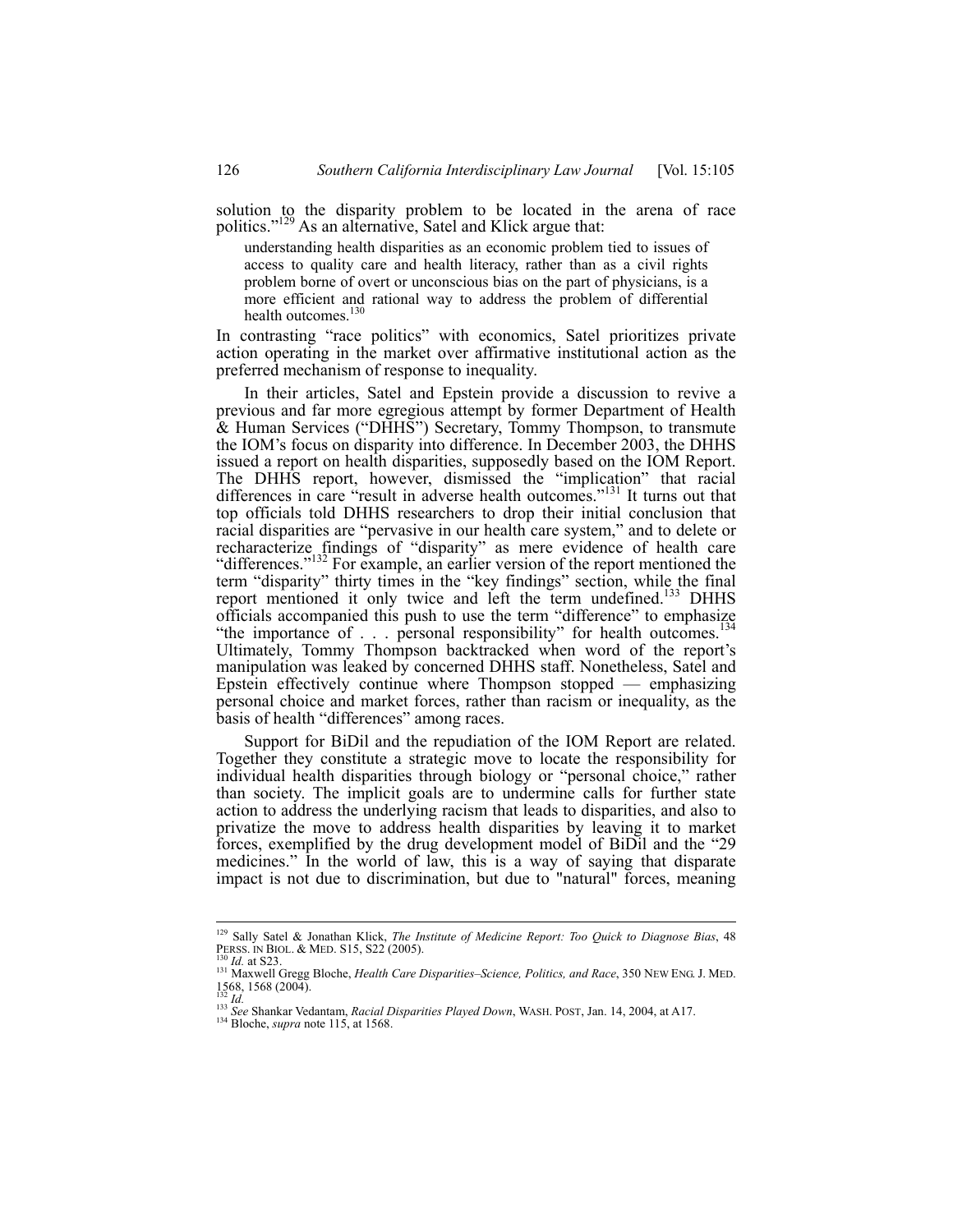solution to the disparity problem to be located in the arena of race politics."[129] As an alternative, Satel and Klick argue that:

> understanding health disparities as an economic problem tied to issues of access to quality care and health literacy, rather than as a civil rights problem borne of overt or unconscious bias on the part of physicians, is a more efficient and rational way to address the problem of differential health outcomes.[130]

In contrasting "race politics" with economics, Satel prioritizes private action operating in the market over affirmative institutional action as the preferred mechanism of response to inequality.

In their articles, Satel and Epstein provide a discussion to revive a previous and far more egregious attempt by former Department of Health & Human Services ("DHHS") Secretary, Tommy Thompson, to transmute the IOM's focus on disparity into difference. In December 2003, the DHHS issued a report on health disparities, supposedly based on the IOM Report. The DHHS report, however, dismissed the "implication" that racial differences in care "result in adverse health outcomes."[131] It turns out that top officials told DHHS researchers to drop their initial conclusion that racial disparities are "pervasive in our health care system," and to delete or recharacterize findings of "disparity" as mere evidence of health care "differences."[132] For example, an earlier version of the report mentioned the term "disparity" thirty times in the "key findings" section, while the final report mentioned it only twice and left the term undefined.[133] DHHS officials accompanied this push to use the term "difference" to emphasize "the importance of . . . personal responsibility" for health outcomes.[134] Ultimately, Tommy Thompson backtracked when word of the report's manipulation was leaked by concerned DHHS staff. Nonetheless, Satel and Epstein effectively continue where Thompson stopped — emphasizing personal choice and market forces, rather than racism or inequality, as the basis of health "differences" among races.

Support for BiDil and the repudiation of the IOM Report are related. Together they constitute a strategic move to locate the responsibility for individual health disparities through biology or "personal choice," rather than society. The implicit goals are to undermine calls for further state action to address the underlying racism that leads to disparities, and also to privatize the move to address health disparities by leaving it to market forces, exemplified by the drug development model of BiDil and the "29 medicines." In the world of law, this is a way of saying that disparate impact is not due to discrimination, but due to "natural" forces, meaning

---

[129] Sally Satel & Jonathan Klick, *The Institute of Medicine Report: Too Quick to Diagnose Bias*, 48 PERSS. IN BIOL. & MED. S15, S22 (2005).

[130] *Id.* at S23.

[131] Maxwell Gregg Bloche, *Health Care Disparities–Science, Politics, and Race*, 350 NEW ENG. J. MED. 1568, 1568 (2004).

[132] *Id.*

[133] *See* Shankar Vedantam, *Racial Disparities Played Down*, WASH. POST, Jan. 14, 2004, at A17.

[134] Bloche, *supra* note 115, at 1568.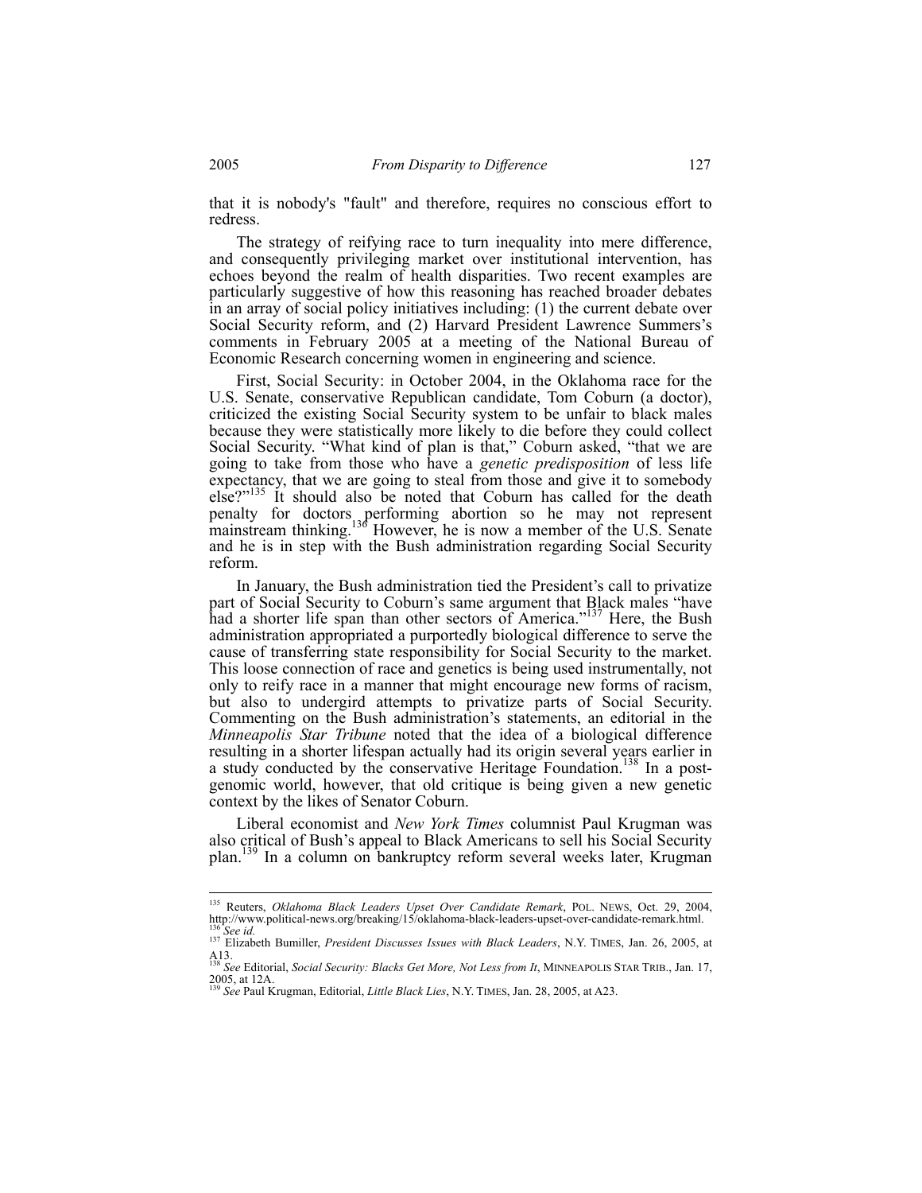that it is nobody's "fault" and therefore, requires no conscious effort to redress.

The strategy of reifying race to turn inequality into mere difference, and consequently privileging market over institutional intervention, has echoes beyond the realm of health disparities. Two recent examples are particularly suggestive of how this reasoning has reached broader debates in an array of social policy initiatives including: (1) the current debate over Social Security reform, and (2) Harvard President Lawrence Summers's comments in February 2005 at a meeting of the National Bureau of Economic Research concerning women in engineering and science.

First, Social Security: in October 2004, in the Oklahoma race for the U.S. Senate, conservative Republican candidate, Tom Coburn (a doctor), criticized the existing Social Security system to be unfair to black males because they were statistically more likely to die before they could collect Social Security. "What kind of plan is that," Coburn asked, "that we are going to take from those who have a *genetic predisposition* of less life expectancy, that we are going to steal from those and give it to somebody else?"[135] It should also be noted that Coburn has called for the death penalty for doctors performing abortion so he may not represent mainstream thinking.[136] However, he is now a member of the U.S. Senate and he is in step with the Bush administration regarding Social Security reform.

In January, the Bush administration tied the President's call to privatize part of Social Security to Coburn's same argument that Black males "have had a shorter life span than other sectors of America."[137] Here, the Bush administration appropriated a purportedly biological difference to serve the cause of transferring state responsibility for Social Security to the market. This loose connection of race and genetics is being used instrumentally, not only to reify race in a manner that might encourage new forms of racism, but also to undergird attempts to privatize parts of Social Security. Commenting on the Bush administration's statements, an editorial in the *Minneapolis Star Tribune* noted that the idea of a biological difference resulting in a shorter lifespan actually had its origin several years earlier in a study conducted by the conservative Heritage Foundation.[138] In a post-genomic world, however, that old critique is being given a new genetic context by the likes of Senator Coburn.

Liberal economist and *New York Times* columnist Paul Krugman was also critical of Bush's appeal to Black Americans to sell his Social Security plan.[139] In a column on bankruptcy reform several weeks later, Krugman

---

[135] Reuters, *Oklahoma Black Leaders Upset Over Candidate Remark*, POL. NEWS, Oct. 29, 2004, http://www.political-news.org/breaking/15/oklahoma-black-leaders-upset-over-candidate-remark.html.

[136] *See id.*

[137] Elizabeth Bumiller, *President Discusses Issues with Black Leaders*, N.Y. TIMES, Jan. 26, 2005, at A13.

[138] *See* Editorial, *Social Security: Blacks Get More, Not Less from It*, MINNEAPOLIS STAR TRIB., Jan. 17, 2005, at 12A.

[139] *See* Paul Krugman, Editorial, *Little Black Lies*, N.Y. TIMES, Jan. 28, 2005, at A23.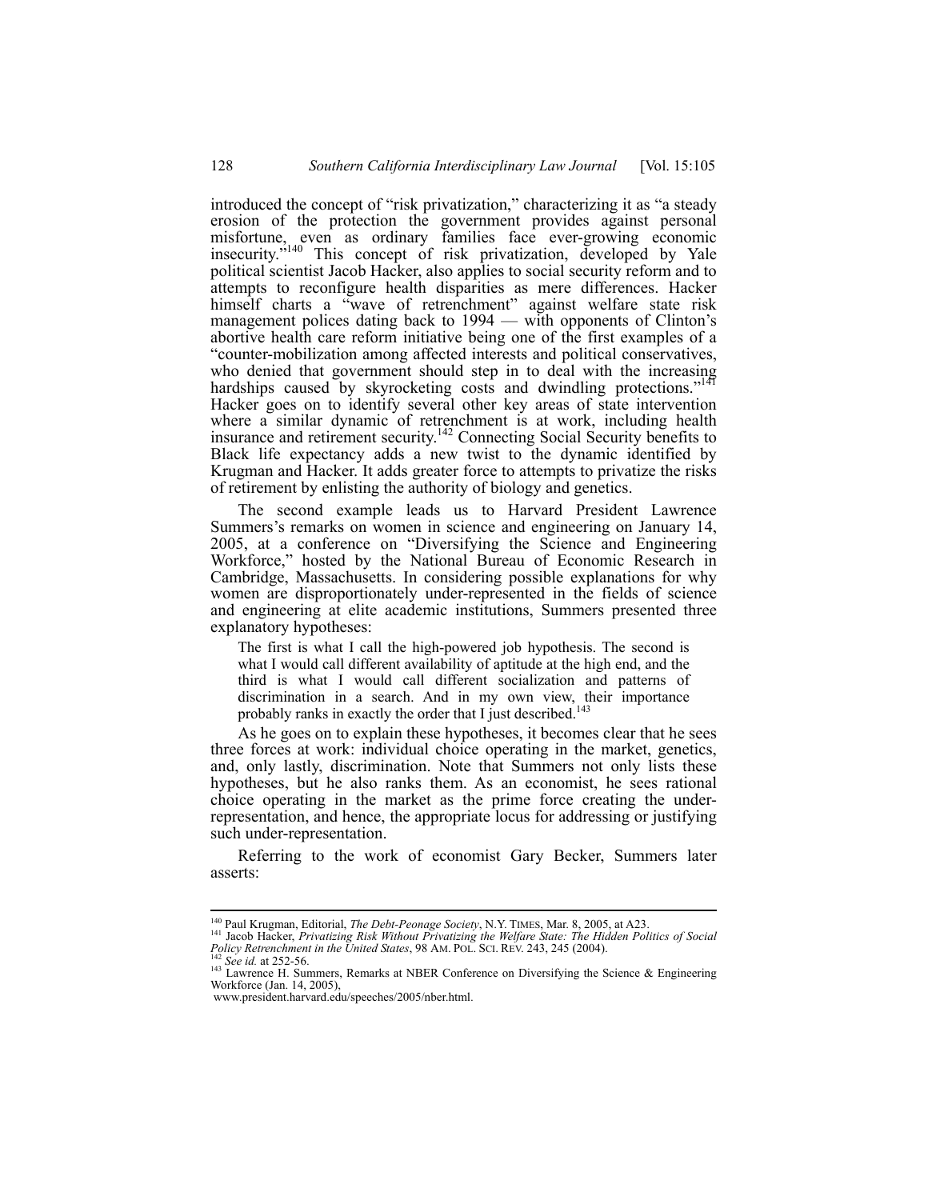introduced the concept of "risk privatization," characterizing it as "a steady erosion of the protection the government provides against personal misfortune, even as ordinary families face ever-growing economic insecurity."[140] This concept of risk privatization, developed by Yale political scientist Jacob Hacker, also applies to social security reform and to attempts to reconfigure health disparities as mere differences. Hacker himself charts a "wave of retrenchment" against welfare state risk management polices dating back to 1994 — with opponents of Clinton's abortive health care reform initiative being one of the first examples of a "counter-mobilization among affected interests and political conservatives, who denied that government should step in to deal with the increasing hardships caused by skyrocketing costs and dwindling protections."[141] Hacker goes on to identify several other key areas of state intervention where a similar dynamic of retrenchment is at work, including health insurance and retirement security.[142] Connecting Social Security benefits to Black life expectancy adds a new twist to the dynamic identified by Krugman and Hacker. It adds greater force to attempts to privatize the risks of retirement by enlisting the authority of biology and genetics.

The second example leads us to Harvard President Lawrence Summers's remarks on women in science and engineering on January 14, 2005, at a conference on "Diversifying the Science and Engineering Workforce," hosted by the National Bureau of Economic Research in Cambridge, Massachusetts. In considering possible explanations for why women are disproportionately under-represented in the fields of science and engineering at elite academic institutions, Summers presented three explanatory hypotheses:

> The first is what I call the high-powered job hypothesis. The second is what I would call different availability of aptitude at the high end, and the third is what I would call different socialization and patterns of discrimination in a search. And in my own view, their importance probably ranks in exactly the order that I just described.[143]

As he goes on to explain these hypotheses, it becomes clear that he sees three forces at work: individual choice operating in the market, genetics, and, only lastly, discrimination. Note that Summers not only lists these hypotheses, but he also ranks them. As an economist, he sees rational choice operating in the market as the prime force creating the under-representation, and hence, the appropriate locus for addressing or justifying such under-representation.

Referring to the work of economist Gary Becker, Summers later asserts:

---

[140] Paul Krugman, Editorial, *The Debt-Peonage Society*, N.Y. TIMES, Mar. 8, 2005, at A23.

[141] Jacob Hacker, *Privatizing Risk Without Privatizing the Welfare State: The Hidden Politics of Social Policy Retrenchment in the United States*, 98 AM. POL. SCI. REV. 243, 245 (2004).

[142] *See id.* at 252-56.

[143] Lawrence H. Summers, Remarks at NBER Conference on Diversifying the Science & Engineering Workforce (Jan. 14, 2005), www.president.harvard.edu/speeches/2005/nber.html.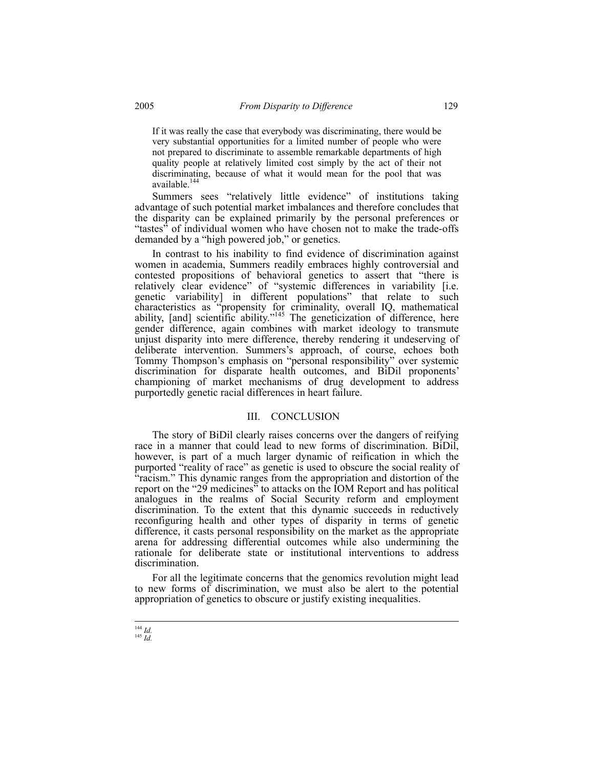> If it was really the case that everybody was discriminating, there would be very substantial opportunities for a limited number of people who were not prepared to discriminate to assemble remarkable departments of high quality people at relatively limited cost simply by the act of their not discriminating, because of what it would mean for the pool that was available.[144]

Summers sees "relatively little evidence" of institutions taking advantage of such potential market imbalances and therefore concludes that the disparity can be explained primarily by the personal preferences or "tastes" of individual women who have chosen not to make the trade-offs demanded by a "high powered job," or genetics.

In contrast to his inability to find evidence of discrimination against women in academia, Summers readily embraces highly controversial and contested propositions of behavioral genetics to assert that "there is relatively clear evidence" of "systemic differences in variability [i.e. genetic variability] in different populations" that relate to such characteristics as "propensity for criminality, overall IQ, mathematical ability, [and] scientific ability."[145] The geneticization of difference, here gender difference, again combines with market ideology to transmute unjust disparity into mere difference, thereby rendering it undeserving of deliberate intervention. Summers's approach, of course, echoes both Tommy Thompson's emphasis on "personal responsibility" over systemic discrimination for disparate health outcomes, and BiDil proponents' championing of market mechanisms of drug development to address purportedly genetic racial differences in heart failure.

## III. CONCLUSION

The story of BiDil clearly raises concerns over the dangers of reifying race in a manner that could lead to new forms of discrimination. BiDil, however, is part of a much larger dynamic of reification in which the purported "reality of race" as genetic is used to obscure the social reality of "racism." This dynamic ranges from the appropriation and distortion of the report on the "29 medicines" to attacks on the IOM Report and has political analogues in the realms of Social Security reform and employment discrimination. To the extent that this dynamic succeeds in reductively reconfiguring health and other types of disparity in terms of genetic difference, it casts personal responsibility on the market as the appropriate arena for addressing differential outcomes while also undermining the rationale for deliberate state or institutional interventions to address discrimination.

For all the legitimate concerns that the genomics revolution might lead to new forms of discrimination, we must also be alert to the potential appropriation of genetics to obscure or justify existing inequalities.

---

[144] *Id.*

[145] *Id.*